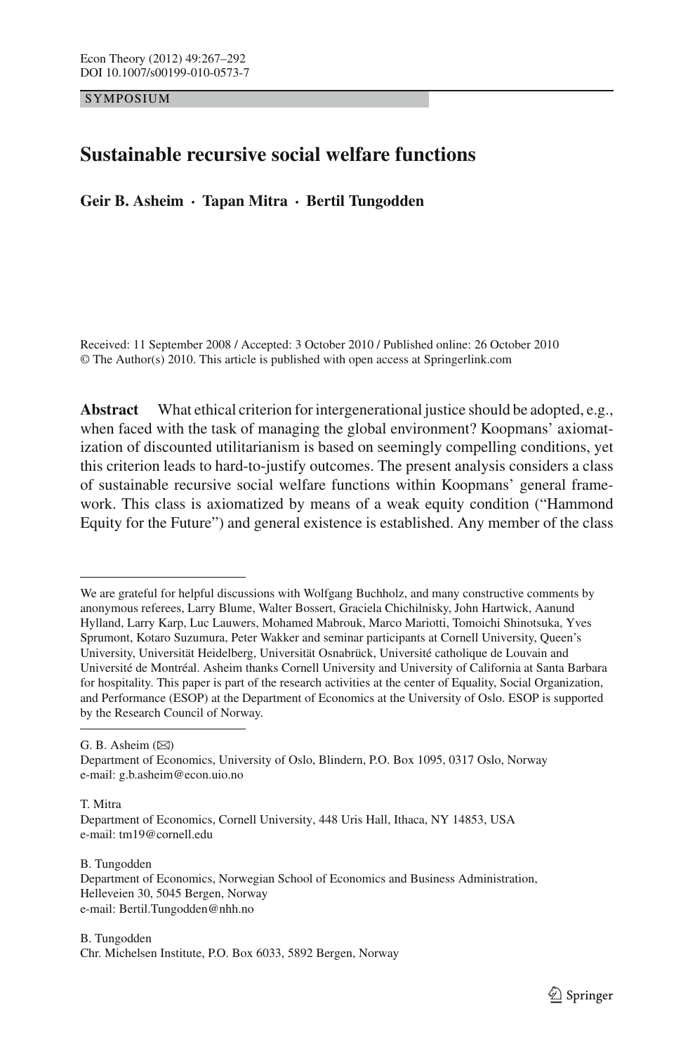SYMPOSIUM

# Sustainable recursive social welfare functions

**Geir B. Asheim · Tapan Mitra · Bertil Tungodden**

Received: 11 September 2008 / Accepted: 3 October 2010 / Published online: 26 October 2010
© The Author(s) 2010. This article is published with open access at Springerlink.com

**Abstract** What ethical criterion for intergenerational justice should be adopted, e.g., when faced with the task of managing the global environment? Koopmans' axiomatization of discounted utilitarianism is based on seemingly compelling conditions, yet this criterion leads to hard-to-justify outcomes. The present analysis considers a class of sustainable recursive social welfare functions within Koopmans' general framework. This class is axiomatized by means of a weak equity condition ("Hammond Equity for the Future") and general existence is established. Any member of the class

---

We are grateful for helpful discussions with Wolfgang Buchholz, and many constructive comments by anonymous referees, Larry Blume, Walter Bossert, Graciela Chichilnisky, John Hartwick, Aanund Hylland, Larry Karp, Luc Lauwers, Mohamed Mabrouk, Marco Mariotti, Tomoichi Shinotsuka, Yves Sprumont, Kotaro Suzumura, Peter Wakker and seminar participants at Cornell University, Queen's University, Universität Heidelberg, Universität Osnabrück, Université catholique de Louvain and Université de Montréal. Asheim thanks Cornell University and University of California at Santa Barbara for hospitality. This paper is part of the research activities at the center of Equality, Social Organization, and Performance (ESOP) at the Department of Economics at the University of Oslo. ESOP is supported by the Research Council of Norway.

G. B. Asheim (✉)
Department of Economics, University of Oslo, Blindern, P.O. Box 1095, 0317 Oslo, Norway
e-mail: g.b.asheim@econ.uio.no

T. Mitra
Department of Economics, Cornell University, 448 Uris Hall, Ithaca, NY 14853, USA
e-mail: tm19@cornell.edu

B. Tungodden
Department of Economics, Norwegian School of Economics and Business Administration, Helleveien 30, 5045 Bergen, Norway
e-mail: Bertil.Tungodden@nhh.no

B. Tungodden
Chr. Michelsen Institute, P.O. Box 6033, 5892 Bergen, Norway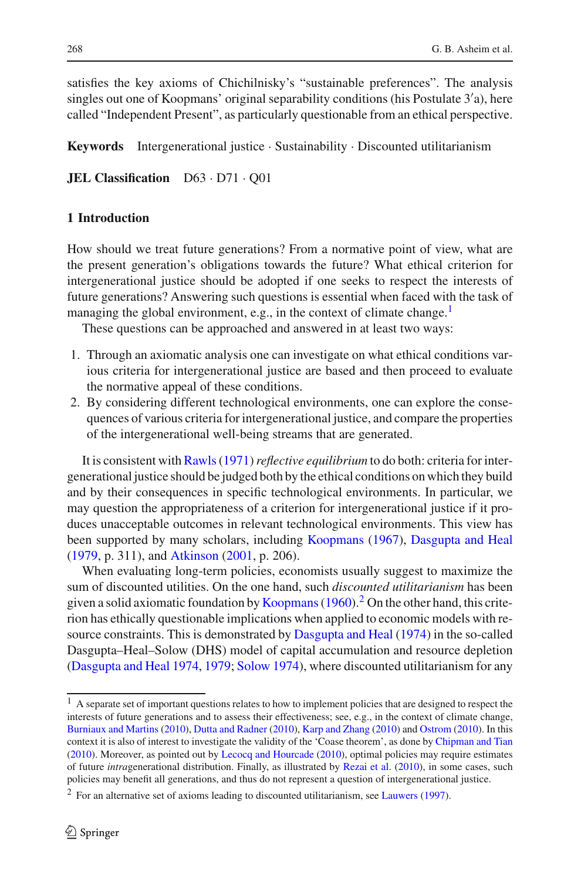satisfies the key axioms of Chichilnisky's "sustainable preferences". The analysis singles out one of Koopmans' original separability conditions (his Postulate 3′a), here called "Independent Present", as particularly questionable from an ethical perspective.

**Keywords** Intergenerational justice · Sustainability · Discounted utilitarianism

**JEL Classification** D63 · D71 · Q01

## 1 Introduction

How should we treat future generations? From a normative point of view, what are the present generation's obligations towards the future? What ethical criterion for intergenerational justice should be adopted if one seeks to respect the interests of future generations? Answering such questions is essential when faced with the task of managing the global environment, e.g., in the context of climate change.[1]

These questions can be approached and answered in at least two ways:

1. Through an axiomatic analysis one can investigate on what ethical conditions various criteria for intergenerational justice are based and then proceed to evaluate the normative appeal of these conditions.
2. By considering different technological environments, one can explore the consequences of various criteria for intergenerational justice, and compare the properties of the intergenerational well-being streams that are generated.

It is consistent with Rawls (1971) *reflective equilibrium* to do both: criteria for intergenerational justice should be judged both by the ethical conditions on which they build and by their consequences in specific technological environments. In particular, we may question the appropriateness of a criterion for intergenerational justice if it produces unacceptable outcomes in relevant technological environments. This view has been supported by many scholars, including Koopmans (1967), Dasgupta and Heal (1979, p. 311), and Atkinson (2001, p. 206).

When evaluating long-term policies, economists usually suggest to maximize the sum of discounted utilities. On the one hand, such *discounted utilitarianism* has been given a solid axiomatic foundation by Koopmans (1960).[2] On the other hand, this criterion has ethically questionable implications when applied to economic models with resource constraints. This is demonstrated by Dasgupta and Heal (1974) in the so-called Dasgupta–Heal–Solow (DHS) model of capital accumulation and resource depletion (Dasgupta and Heal 1974, 1979; Solow 1974), where discounted utilitarianism for any

---

[1] A separate set of important questions relates to how to implement policies that are designed to respect the interests of future generations and to assess their effectiveness; see, e.g., in the context of climate change, Burniaux and Martins (2010), Dutta and Radner (2010), Karp and Zhang (2010) and Ostrom (2010). In this context it is also of interest to investigate the validity of the 'Coase theorem', as done by Chipman and Tian (2010). Moreover, as pointed out by Lecocq and Hourcade (2010), optimal policies may require estimates of future *intra*generational distribution. Finally, as illustrated by Rezai et al. (2010), in some cases, such policies may benefit all generations, and thus do not represent a question of intergenerational justice.

[2] For an alternative set of axioms leading to discounted utilitarianism, see Lauwers (1997).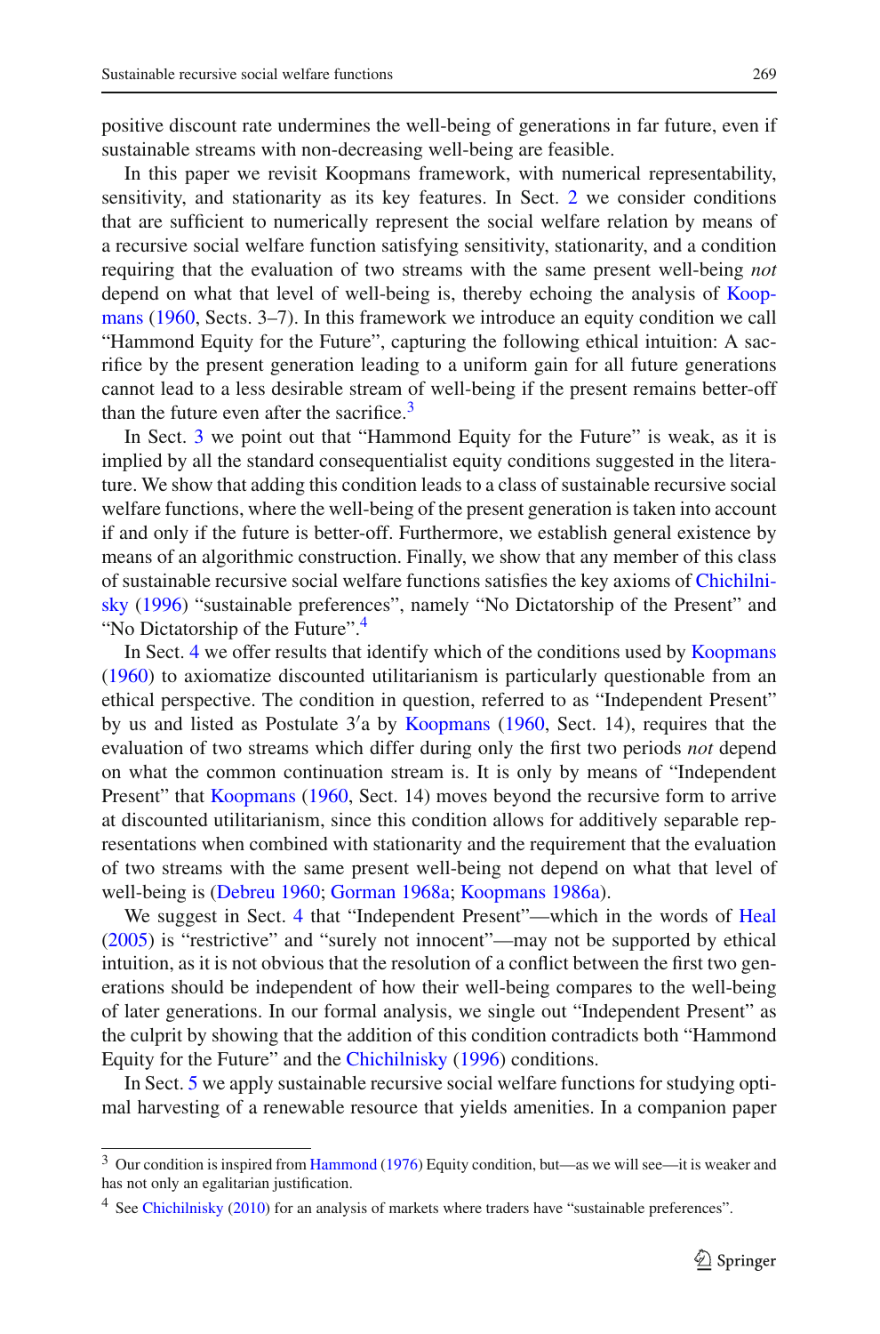positive discount rate undermines the well-being of generations in far future, even if sustainable streams with non-decreasing well-being are feasible.

In this paper we revisit Koopmans framework, with numerical representability, sensitivity, and stationarity as its key features. In Sect. 2 we consider conditions that are sufficient to numerically represent the social welfare relation by means of a recursive social welfare function satisfying sensitivity, stationarity, and a condition requiring that the evaluation of two streams with the same present well-being *not* depend on what that level of well-being is, thereby echoing the analysis of Koopmans (1960, Sects. 3–7). In this framework we introduce an equity condition we call "Hammond Equity for the Future", capturing the following ethical intuition: A sacrifice by the present generation leading to a uniform gain for all future generations cannot lead to a less desirable stream of well-being if the present remains better-off than the future even after the sacrifice.[3]

In Sect. 3 we point out that "Hammond Equity for the Future" is weak, as it is implied by all the standard consequentialist equity conditions suggested in the literature. We show that adding this condition leads to a class of sustainable recursive social welfare functions, where the well-being of the present generation is taken into account if and only if the future is better-off. Furthermore, we establish general existence by means of an algorithmic construction. Finally, we show that any member of this class of sustainable recursive social welfare functions satisfies the key axioms of Chichilnisky (1996) "sustainable preferences", namely "No Dictatorship of the Present" and "No Dictatorship of the Future".[4]

In Sect. 4 we offer results that identify which of the conditions used by Koopmans (1960) to axiomatize discounted utilitarianism is particularly questionable from an ethical perspective. The condition in question, referred to as "Independent Present" by us and listed as Postulate $3'$a by Koopmans (1960, Sect. 14), requires that the evaluation of two streams which differ during only the first two periods *not* depend on what the common continuation stream is. It is only by means of "Independent Present" that Koopmans (1960, Sect. 14) moves beyond the recursive form to arrive at discounted utilitarianism, since this condition allows for additively separable representations when combined with stationarity and the requirement that the evaluation of two streams with the same present well-being not depend on what that level of well-being is (Debreu 1960; Gorman 1968a; Koopmans 1986a).

We suggest in Sect. 4 that "Independent Present"—which in the words of Heal (2005) is "restrictive" and "surely not innocent"—may not be supported by ethical intuition, as it is not obvious that the resolution of a conflict between the first two generations should be independent of how their well-being compares to the well-being of later generations. In our formal analysis, we single out "Independent Present" as the culprit by showing that the addition of this condition contradicts both "Hammond Equity for the Future" and the Chichilnisky (1996) conditions.

In Sect. 5 we apply sustainable recursive social welfare functions for studying optimal harvesting of a renewable resource that yields amenities. In a companion paper

[3] Our condition is inspired from Hammond (1976) Equity condition, but—as we will see—it is weaker and has not only an egalitarian justification.

[4] See Chichilnisky (2010) for an analysis of markets where traders have "sustainable preferences".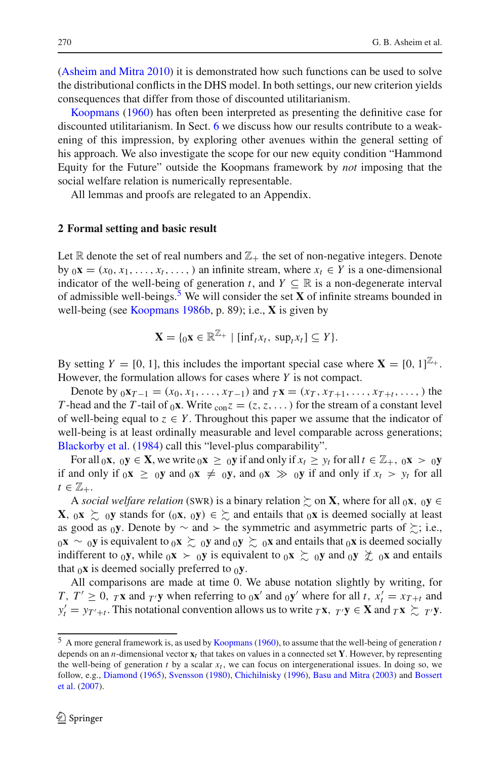(Asheim and Mitra 2010) it is demonstrated how such functions can be used to solve the distributional conflicts in the DHS model. In both settings, our new criterion yields consequences that differ from those of discounted utilitarianism.

Koopmans (1960) has often been interpreted as presenting the definitive case for discounted utilitarianism. In Sect. 6 we discuss how our results contribute to a weakening of this impression, by exploring other avenues within the general setting of his approach. We also investigate the scope for our new equity condition "Hammond Equity for the Future" outside the Koopmans framework by *not* imposing that the social welfare relation is numerically representable.

All lemmas and proofs are relegated to an Appendix.

## 2 Formal setting and basic result

Let $\mathbb{R}$ denote the set of real numbers and $\mathbb{Z}_+$ the set of non-negative integers. Denote by ${}_0\mathbf{x} = (x_0, x_1, \ldots, x_t, \ldots,)$ an infinite stream, where $x_t \in Y$ is a one-dimensional indicator of the well-being of generation $t$, and $Y \subseteq \mathbb{R}$ is a non-degenerate interval of admissible well-beings.[5] We will consider the set $\mathbf{X}$ of infinite streams bounded in well-being (see Koopmans 1986b, p. 89); i.e., $\mathbf{X}$ is given by

$$\mathbf{X} = \{{}_0\mathbf{x} \in \mathbb{R}^{\mathbb{Z}_+} \mid [\inf_t x_t,\ \sup_t x_t] \subseteq Y\}.$$

By setting $Y = [0, 1]$, this includes the important special case where $\mathbf{X} = [0, 1]^{\mathbb{Z}_+}$. However, the formulation allows for cases where $Y$ is not compact.

Denote by ${}_0\mathbf{x}_{T-1} = (x_0, x_1, \ldots, x_{T-1})$ and ${}_T\mathbf{x} = (x_T, x_{T+1}, \ldots, x_{T+t}, \ldots,)$ the $T$-head and the $T$-tail of ${}_0\mathbf{x}$. Write ${}_{\text{con}}z = (z, z, \ldots)$ for the stream of a constant level of well-being equal to $z \in Y$. Throughout this paper we assume that the indicator of well-being is at least ordinally measurable and level comparable across generations; Blackorby et al. (1984) call this "level-plus comparability".

For all ${}_0\mathbf{x},\ {}_0\mathbf{y} \in \mathbf{X}$, we write ${}_0\mathbf{x} \geq {}_0\mathbf{y}$ if and only if $x_t \geq y_t$ for all $t \in \mathbb{Z}_+$, ${}_0\mathbf{x} > {}_0\mathbf{y}$ if and only if ${}_0\mathbf{x} \geq {}_0\mathbf{y}$ and ${}_0\mathbf{x} \neq {}_0\mathbf{y}$, and ${}_0\mathbf{x} \gg {}_0\mathbf{y}$ if and only if $x_t > y_t$ for all $t \in \mathbb{Z}_+$.

A *social welfare relation* (SWR) is a binary relation $\succsim$ on $\mathbf{X}$, where for all ${}_0\mathbf{x},\ {}_0\mathbf{y} \in \mathbf{X}$, ${}_0\mathbf{x} \succsim {}_0\mathbf{y}$ stands for $({}_0\mathbf{x}, {}_0\mathbf{y}) \in \succsim$ and entails that ${}_0\mathbf{x}$ is deemed socially at least as good as ${}_0\mathbf{y}$. Denote by $\sim$ and $\succ$ the symmetric and asymmetric parts of $\succsim$; i.e., ${}_0\mathbf{x} \sim {}_0\mathbf{y}$ is equivalent to ${}_0\mathbf{x} \succsim {}_0\mathbf{y}$ and ${}_0\mathbf{y} \succsim {}_0\mathbf{x}$ and entails that ${}_0\mathbf{x}$ is deemed socially indifferent to ${}_0\mathbf{y}$, while ${}_0\mathbf{x} \succ {}_0\mathbf{y}$ is equivalent to ${}_0\mathbf{x} \succsim {}_0\mathbf{y}$ and ${}_0\mathbf{y} \not\succsim {}_0\mathbf{x}$ and entails that ${}_0\mathbf{x}$ is deemed socially preferred to ${}_0\mathbf{y}$.

All comparisons are made at time 0. We abuse notation slightly by writing, for $T,\ T' \geq 0$, ${}_T\mathbf{x}$ and ${}_{T'}\mathbf{y}$ when referring to ${}_0\mathbf{x}'$ and ${}_0\mathbf{y}'$ where for all $t$, $x'_t = x_{T+t}$ and $y'_t = y_{T'+t}$. This notational convention allows us to write ${}_T\mathbf{x},\ {}_{T'}\mathbf{y} \in \mathbf{X}$ and ${}_T\mathbf{x} \succsim {}_{T'}\mathbf{y}$.

---

[5] A more general framework is, as used by Koopmans (1960), to assume that the well-being of generation $t$ depends on an $n$-dimensional vector $\mathbf{x}_t$ that takes on values in a connected set $\mathbf{Y}$. However, by representing the well-being of generation $t$ by a scalar $x_t$, we can focus on intergenerational issues. In doing so, we follow, e.g., Diamond (1965), Svensson (1980), Chichilnisky (1996), Basu and Mitra (2003) and Bossert et al. (2007).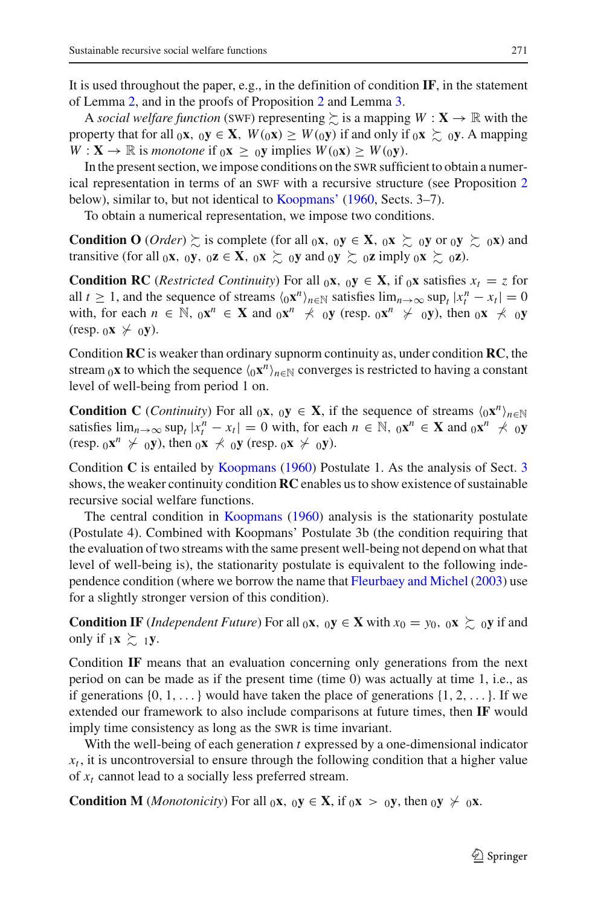It is used throughout the paper, e.g., in the definition of condition **IF**, in the statement of Lemma 2, and in the proofs of Proposition 2 and Lemma 3.

A *social welfare function* (SWF) representing $\succsim$ is a mapping $W : \mathbf{X} \to \mathbb{R}$ with the property that for all ${}_0\mathbf{x}$, ${}_0\mathbf{y} \in \mathbf{X}$, $W({}_0\mathbf{x}) \geq W({}_0\mathbf{y})$ if and only if ${}_0\mathbf{x} \succsim {}_0\mathbf{y}$. A mapping $W : \mathbf{X} \to \mathbb{R}$ is *monotone* if ${}_0\mathbf{x} \geq {}_0\mathbf{y}$ implies $W({}_0\mathbf{x}) \geq W({}_0\mathbf{y})$.

In the present section, we impose conditions on the SWR sufficient to obtain a numerical representation in terms of an SWF with a recursive structure (see Proposition 2 below), similar to, but not identical to Koopmans' (1960, Sects. 3–7).

To obtain a numerical representation, we impose two conditions.

**Condition O** (*Order*) $\succsim$ is complete (for all ${}_0\mathbf{x}$, ${}_0\mathbf{y} \in \mathbf{X}$, ${}_0\mathbf{x} \succsim {}_0\mathbf{y}$ or ${}_0\mathbf{y} \succsim {}_0\mathbf{x}$) and transitive (for all ${}_0\mathbf{x}$, ${}_0\mathbf{y}$, ${}_0\mathbf{z} \in \mathbf{X}$, ${}_0\mathbf{x} \succsim {}_0\mathbf{y}$ and ${}_0\mathbf{y} \succsim {}_0\mathbf{z}$ imply ${}_0\mathbf{x} \succsim {}_0\mathbf{z}$).

**Condition RC** (*Restricted Continuity*) For all ${}_0\mathbf{x}$, ${}_0\mathbf{y} \in \mathbf{X}$, if ${}_0\mathbf{x}$ satisfies $x_t = z$ for all $t \geq 1$, and the sequence of streams $\langle {}_0\mathbf{x}^n \rangle_{n \in \mathbb{N}}$ satisfies $\lim_{n\to\infty} \sup_t |x_t^n - x_t| = 0$ with, for each $n \in \mathbb{N}$, ${}_0\mathbf{x}^n \in \mathbf{X}$ and ${}_0\mathbf{x}^n \not\prec {}_0\mathbf{y}$ (resp. ${}_0\mathbf{x}^n \not\succ {}_0\mathbf{y}$), then ${}_0\mathbf{x} \not\prec {}_0\mathbf{y}$ (resp. ${}_0\mathbf{x} \not\succ {}_0\mathbf{y}$).

Condition **RC** is weaker than ordinary supnorm continuity as, under condition **RC**, the stream ${}_0\mathbf{x}$ to which the sequence $\langle {}_0\mathbf{x}^n \rangle_{n \in \mathbb{N}}$ converges is restricted to having a constant level of well-being from period 1 on.

**Condition C** (*Continuity*) For all ${}_0\mathbf{x}$, ${}_0\mathbf{y} \in \mathbf{X}$, if the sequence of streams $\langle {}_0\mathbf{x}^n \rangle_{n \in \mathbb{N}}$ satisfies $\lim_{n\to\infty} \sup_t |x_t^n - x_t| = 0$ with, for each $n \in \mathbb{N}$, ${}_0\mathbf{x}^n \in \mathbf{X}$ and ${}_0\mathbf{x}^n \not\prec {}_0\mathbf{y}$ (resp. ${}_0\mathbf{x}^n \not\succ {}_0\mathbf{y}$), then ${}_0\mathbf{x} \not\prec {}_0\mathbf{y}$ (resp. ${}_0\mathbf{x} \not\succ {}_0\mathbf{y}$).

Condition **C** is entailed by Koopmans (1960) Postulate 1. As the analysis of Sect. 3 shows, the weaker continuity condition **RC** enables us to show existence of sustainable recursive social welfare functions.

The central condition in Koopmans (1960) analysis is the stationarity postulate (Postulate 4). Combined with Koopmans' Postulate 3b (the condition requiring that the evaluation of two streams with the same present well-being not depend on what that level of well-being is), the stationarity postulate is equivalent to the following independence condition (where we borrow the name that Fleurbaey and Michel (2003) use for a slightly stronger version of this condition).

**Condition IF** (*Independent Future*) For all ${}_0\mathbf{x}$, ${}_0\mathbf{y} \in \mathbf{X}$ with $x_0 = y_0$, ${}_0\mathbf{x} \succsim {}_0\mathbf{y}$ if and only if ${}_1\mathbf{x} \succsim {}_1\mathbf{y}$.

Condition **IF** means that an evaluation concerning only generations from the next period on can be made as if the present time (time 0) was actually at time 1, i.e., as if generations $\{0, 1, \dots\}$ would have taken the place of generations $\{1, 2, \dots\}$. If we extended our framework to also include comparisons at future times, then **IF** would imply time consistency as long as the SWR is time invariant.

With the well-being of each generation $t$ expressed by a one-dimensional indicator $x_t$, it is uncontroversial to ensure through the following condition that a higher value of $x_t$ cannot lead to a socially less preferred stream.

**Condition M** (*Monotonicity*) For all ${}_0\mathbf{x}$, ${}_0\mathbf{y} \in \mathbf{X}$, if ${}_0\mathbf{x} > {}_0\mathbf{y}$, then ${}_0\mathbf{y} \not\succ {}_0\mathbf{x}$.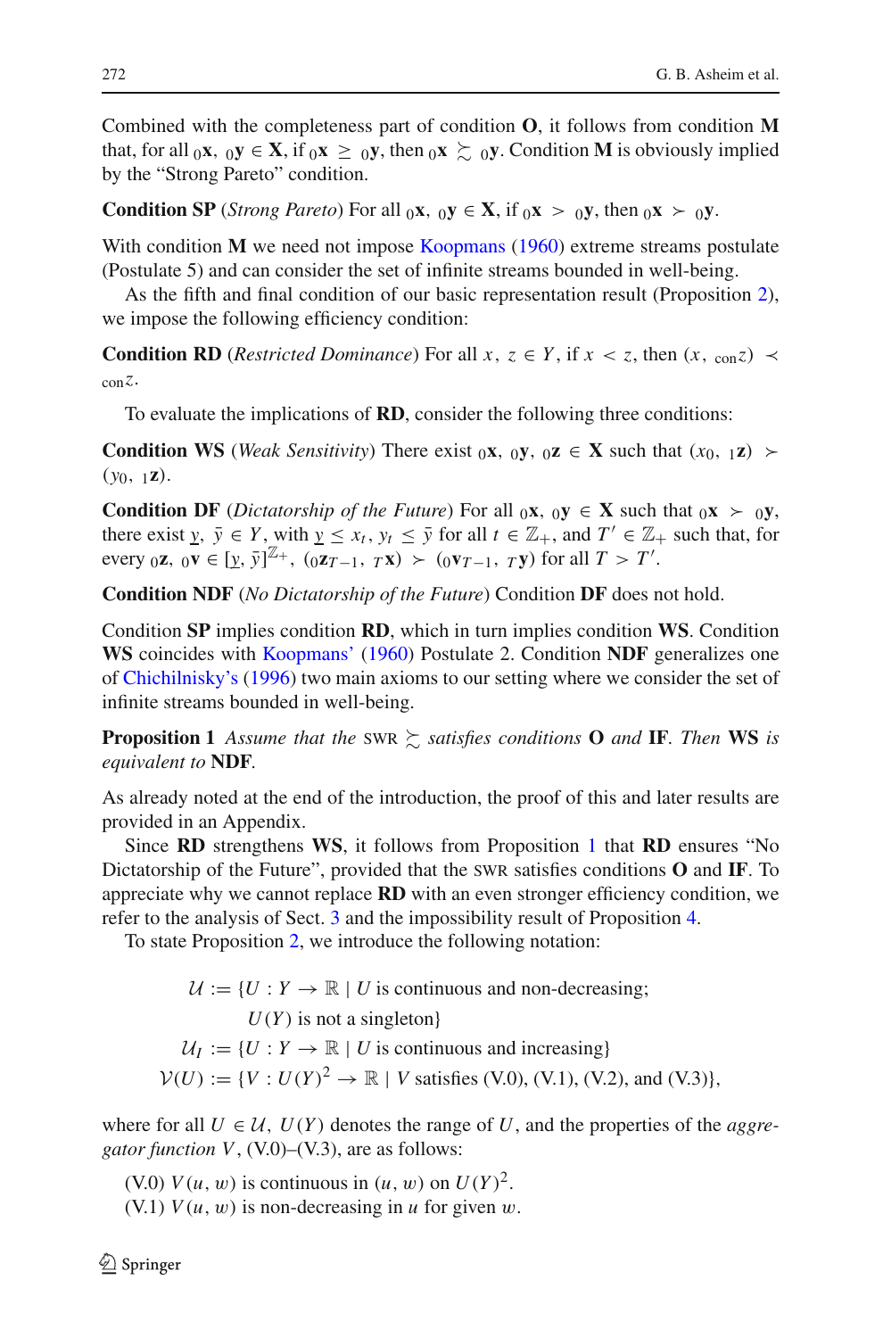Combined with the completeness part of condition **O**, it follows from condition **M** that, for all ${}_0\mathbf{x}, {}_0\mathbf{y} \in \mathbf{X}$, if ${}_0\mathbf{x} \geq {}_0\mathbf{y}$, then ${}_0\mathbf{x} \succsim {}_0\mathbf{y}$. Condition **M** is obviously implied by the "Strong Pareto" condition.

**Condition SP** (*Strong Pareto*) For all ${}_0\mathbf{x}, {}_0\mathbf{y} \in \mathbf{X}$, if ${}_0\mathbf{x} > {}_0\mathbf{y}$, then ${}_0\mathbf{x} \succ {}_0\mathbf{y}$.

With condition **M** we need not impose Koopmans (1960) extreme streams postulate (Postulate 5) and can consider the set of infinite streams bounded in well-being.

As the fifth and final condition of our basic representation result (Proposition 2), we impose the following efficiency condition:

**Condition RD** (*Restricted Dominance*) For all $x, z \in Y$, if $x < z$, then $(x, {}_{\text{con}}z) \prec {}_{\text{con}}z$.

To evaluate the implications of **RD**, consider the following three conditions:

**Condition WS** (*Weak Sensitivity*) There exist ${}_0\mathbf{x}, {}_0\mathbf{y}, {}_0\mathbf{z} \in \mathbf{X}$ such that $(x_0, {}_1\mathbf{z}) \succ (y_0, {}_1\mathbf{z})$.

**Condition DF** (*Dictatorship of the Future*) For all ${}_0\mathbf{x}, {}_0\mathbf{y} \in \mathbf{X}$ such that ${}_0\mathbf{x} \succ {}_0\mathbf{y}$, there exist $\underline{y}, \bar{y} \in Y$, with $\underline{y} \leq x_t, y_t \leq \bar{y}$ for all $t \in \mathbb{Z}_+$, and $T' \in \mathbb{Z}_+$ such that, for every ${}_0\mathbf{z}, {}_0\mathbf{v} \in [\underline{y}, \bar{y}]^{\mathbb{Z}_+}$, $({}_0\mathbf{z}_{T-1}, {}_T\mathbf{x}) \succ ({}_0\mathbf{v}_{T-1}, {}_T\mathbf{y})$ for all $T > T'$.

**Condition NDF** (*No Dictatorship of the Future*) Condition **DF** does not hold.

Condition **SP** implies condition **RD**, which in turn implies condition **WS**. Condition **WS** coincides with Koopmans' (1960) Postulate 2. Condition **NDF** generalizes one of Chichilnisky's (1996) two main axioms to our setting where we consider the set of infinite streams bounded in well-being.

**Proposition 1** *Assume that the* SWR $\succsim$ *satisfies conditions* **O** *and* **IF**. *Then* **WS** *is equivalent to* **NDF**.

As already noted at the end of the introduction, the proof of this and later results are provided in an Appendix.

Since **RD** strengthens **WS**, it follows from Proposition 1 that **RD** ensures "No Dictatorship of the Future", provided that the SWR satisfies conditions **O** and **IF**. To appreciate why we cannot replace **RD** with an even stronger efficiency condition, we refer to the analysis of Sect. 3 and the impossibility result of Proposition 4.

To state Proposition 2, we introduce the following notation:

$$
\begin{aligned}
\mathcal{U} &:= \{U : Y \to \mathbb{R} \mid U \text{ is continuous and non-decreasing;} \\
&\qquad U(Y) \text{ is not a singleton}\} \\
\mathcal{U}_I &:= \{U : Y \to \mathbb{R} \mid U \text{ is continuous and increasing}\} \\
\mathcal{V}(U) &:= \{V : U(Y)^2 \to \mathbb{R} \mid V \text{ satisfies (V.0), (V.1), (V.2), and (V.3)}\},
\end{aligned}
$$

where for all $U \in \mathcal{U}$, $U(Y)$ denotes the range of $U$, and the properties of the *aggregator function* $V$, (V.0)–(V.3), are as follows:

(V.0) $V(u, w)$ is continuous in $(u, w)$ on $U(Y)^2$.

(V.1) $V(u, w)$ is non-decreasing in $u$ for given $w$.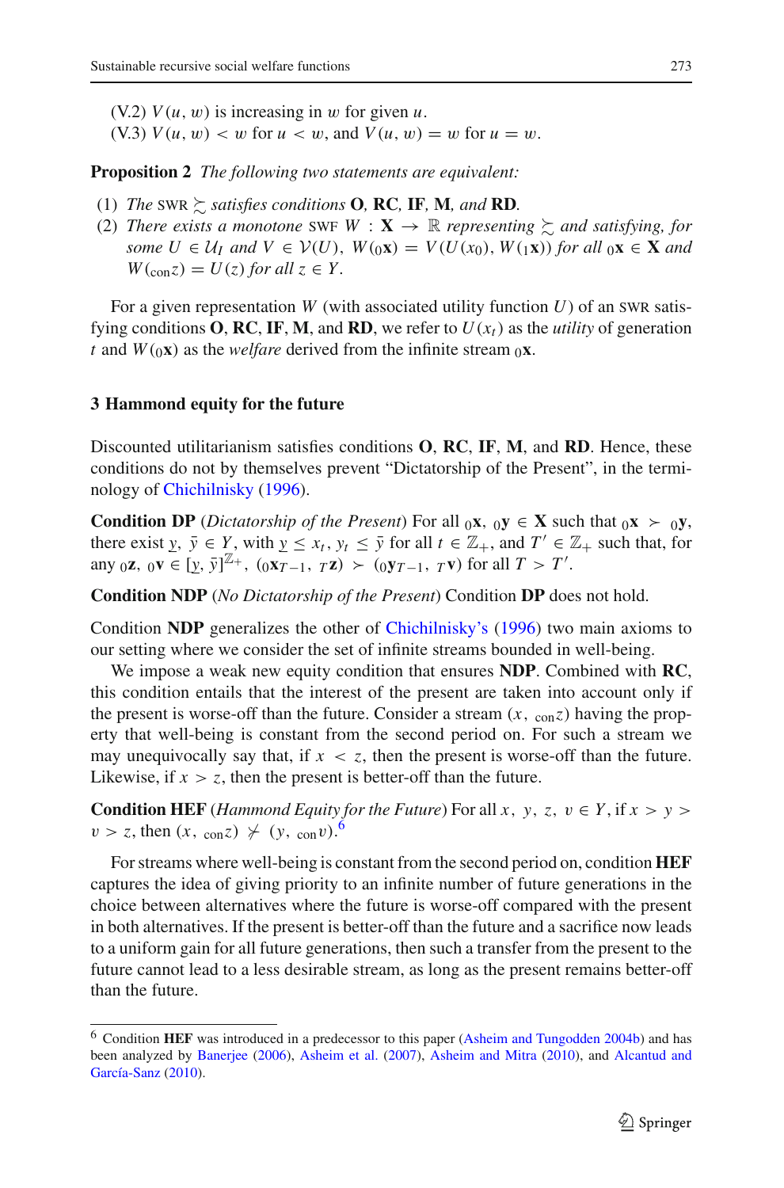(V.2) $V(u, w)$ is increasing in $w$ for given $u$.
(V.3) $V(u, w) < w$ for $u < w$, and $V(u, w) = w$ for $u = w$.

**Proposition 2** *The following two statements are equivalent:*

1. *The* SWR $\succsim$ *satisfies conditions* **O**, **RC**, **IF**, **M**, *and* **RD**.
2. *There exists a monotone* SWF $W : \mathbf{X} \to \mathbb{R}$ *representing* $\succsim$ *and satisfying, for some* $U \in \mathcal{U}_I$ *and* $V \in \mathcal{V}(U)$, $W({}_0\mathbf{x}) = V(U(x_0), W({}_1\mathbf{x}))$ *for all* ${}_0\mathbf{x} \in \mathbf{X}$ *and* $W({}_{\text{con}}z) = U(z)$ *for all* $z \in Y$.

For a given representation $W$ (with associated utility function $U$) of an SWR satisfying conditions **O**, **RC**, **IF**, **M**, and **RD**, we refer to $U(x_t)$ as the *utility* of generation $t$ and $W({}_0\mathbf{x})$ as the *welfare* derived from the infinite stream ${}_0\mathbf{x}$.

## 3 Hammond equity for the future

Discounted utilitarianism satisfies conditions **O**, **RC**, **IF**, **M**, and **RD**. Hence, these conditions do not by themselves prevent "Dictatorship of the Present", in the terminology of Chichilnisky (1996).

**Condition DP** (*Dictatorship of the Present*) For all ${}_0\mathbf{x}$, ${}_0\mathbf{y} \in \mathbf{X}$ such that ${}_0\mathbf{x} \succ {}_0\mathbf{y}$, there exist $\underline{y}$, $\bar{y} \in Y$, with $\underline{y} \leq x_t$, $y_t \leq \bar{y}$ for all $t \in \mathbb{Z}_+$, and $T' \in \mathbb{Z}_+$ such that, for any ${}_0\mathbf{z}$, ${}_0\mathbf{v} \in [\underline{y}, \bar{y}]^{\mathbb{Z}_+}$, $({}_0\mathbf{x}_{T-1}, {}_T\mathbf{z}) \succ ({}_0\mathbf{y}_{T-1}, {}_T\mathbf{v})$ for all $T > T'$.

**Condition NDP** (*No Dictatorship of the Present*) Condition **DP** does not hold.

Condition **NDP** generalizes the other of Chichilnisky's (1996) two main axioms to our setting where we consider the set of infinite streams bounded in well-being.

We impose a weak new equity condition that ensures **NDP**. Combined with **RC**, this condition entails that the interest of the present are taken into account only if the present is worse-off than the future. Consider a stream $(x, {}_{\text{con}}z)$ having the property that well-being is constant from the second period on. For such a stream we may unequivocally say that, if $x < z$, then the present is worse-off than the future. Likewise, if $x > z$, then the present is better-off than the future.

**Condition HEF** (*Hammond Equity for the Future*) For all $x$, $y$, $z$, $v \in Y$, if $x > y > v > z$, then $(x, {}_{\text{con}}z) \not\succ (y, {}_{\text{con}}v)$.[6]

For streams where well-being is constant from the second period on, condition **HEF** captures the idea of giving priority to an infinite number of future generations in the choice between alternatives where the future is worse-off compared with the present in both alternatives. If the present is better-off than the future and a sacrifice now leads to a uniform gain for all future generations, then such a transfer from the present to the future cannot lead to a less desirable stream, as long as the present remains better-off than the future.

[6] Condition **HEF** was introduced in a predecessor to this paper (Asheim and Tungodden 2004b) and has been analyzed by Banerjee (2006), Asheim et al. (2007), Asheim and Mitra (2010), and Alcantud and García-Sanz (2010).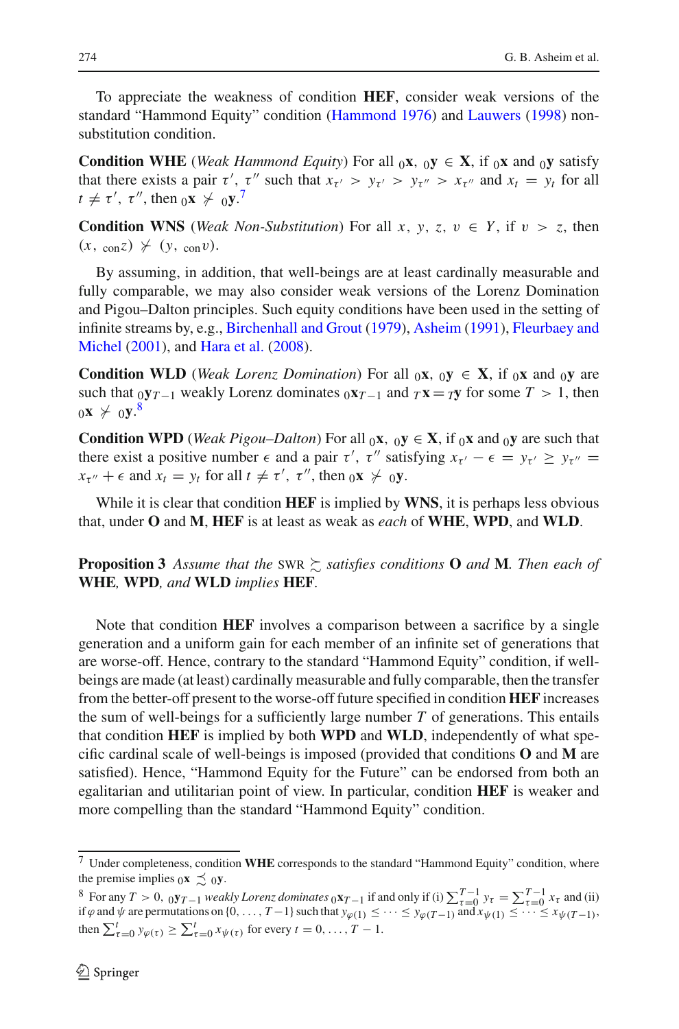To appreciate the weakness of condition **HEF**, consider weak versions of the standard "Hammond Equity" condition (Hammond 1976) and Lauwers (1998) non-substitution condition.

**Condition WHE** (*Weak Hammond Equity*) For all ${}_0\mathbf{x}$, ${}_0\mathbf{y} \in \mathbf{X}$, if ${}_0\mathbf{x}$ and ${}_0\mathbf{y}$ satisfy that there exists a pair $\tau'$, $\tau''$ such that $x_{\tau'} > y_{\tau'} > y_{\tau''} > x_{\tau''}$ and $x_t = y_t$ for all $t \neq \tau', \tau''$, then ${}_0\mathbf{x} \not\succ {}_0\mathbf{y}$.[7]

**Condition WNS** (*Weak Non-Substitution*) For all $x$, $y$, $z$, $v \in Y$, if $v > z$, then $(x, {}_{\text{con}}z) \not\succ (y, {}_{\text{con}}v)$.

By assuming, in addition, that well-beings are at least cardinally measurable and fully comparable, we may also consider weak versions of the Lorenz Domination and Pigou–Dalton principles. Such equity conditions have been used in the setting of infinite streams by, e.g., Birchenhall and Grout (1979), Asheim (1991), Fleurbaey and Michel (2001), and Hara et al. (2008).

**Condition WLD** (*Weak Lorenz Domination*) For all ${}_0\mathbf{x}$, ${}_0\mathbf{y} \in \mathbf{X}$, if ${}_0\mathbf{x}$ and ${}_0\mathbf{y}$ are such that ${}_0\mathbf{y}_{T-1}$ weakly Lorenz dominates ${}_0\mathbf{x}_{T-1}$ and ${}_T\mathbf{x} = {}_T\mathbf{y}$ for some $T > 1$, then ${}_0\mathbf{x} \not\succ {}_0\mathbf{y}$.[8]

**Condition WPD** (*Weak Pigou–Dalton*) For all ${}_0\mathbf{x}$, ${}_0\mathbf{y} \in \mathbf{X}$, if ${}_0\mathbf{x}$ and ${}_0\mathbf{y}$ are such that there exist a positive number $\epsilon$ and a pair $\tau'$, $\tau''$ satisfying $x_{\tau'} - \epsilon = y_{\tau'} \geq y_{\tau''} = x_{\tau''} + \epsilon$ and $x_t = y_t$ for all $t \neq \tau', \tau''$, then ${}_0\mathbf{x} \not\succ {}_0\mathbf{y}$.

While it is clear that condition **HEF** is implied by **WNS**, it is perhaps less obvious that, under **O** and **M**, **HEF** is at least as weak as *each* of **WHE**, **WPD**, and **WLD**.

**Proposition 3** *Assume that the* SWR $\succsim$ *satisfies conditions* **O** *and* **M**. *Then each of* **WHE**, **WPD**, *and* **WLD** *implies* **HEF**.

Note that condition **HEF** involves a comparison between a sacrifice by a single generation and a uniform gain for each member of an infinite set of generations that are worse-off. Hence, contrary to the standard "Hammond Equity" condition, if well-beings are made (at least) cardinally measurable and fully comparable, then the transfer from the better-off present to the worse-off future specified in condition **HEF** increases the sum of well-beings for a sufficiently large number $T$ of generations. This entails that condition **HEF** is implied by both **WPD** and **WLD**, independently of what specific cardinal scale of well-beings is imposed (provided that conditions **O** and **M** are satisfied). Hence, "Hammond Equity for the Future" can be endorsed from both an egalitarian and utilitarian point of view. In particular, condition **HEF** is weaker and more compelling than the standard "Hammond Equity" condition.

---

[7] Under completeness, condition **WHE** corresponds to the standard "Hammond Equity" condition, where the premise implies ${}_0\mathbf{x} \precsim {}_0\mathbf{y}$.

[8] For any $T > 0$, ${}_0\mathbf{y}_{T-1}$ *weakly Lorenz dominates* ${}_0\mathbf{x}_{T-1}$ if and only if (i) $\sum_{\tau=0}^{T-1} y_\tau = \sum_{\tau=0}^{T-1} x_\tau$ and (ii) if $\varphi$ and $\psi$ are permutations on $\{0, \ldots, T-1\}$ such that $y_{\varphi(1)} \leq \cdots \leq y_{\varphi(T-1)}$ and $x_{\psi(1)} \leq \cdots \leq x_{\psi(T-1)}$, then $\sum_{\tau=0}^{t} y_{\varphi(\tau)} \geq \sum_{\tau=0}^{t} x_{\psi(\tau)}$ for every $t = 0, \ldots, T-1$.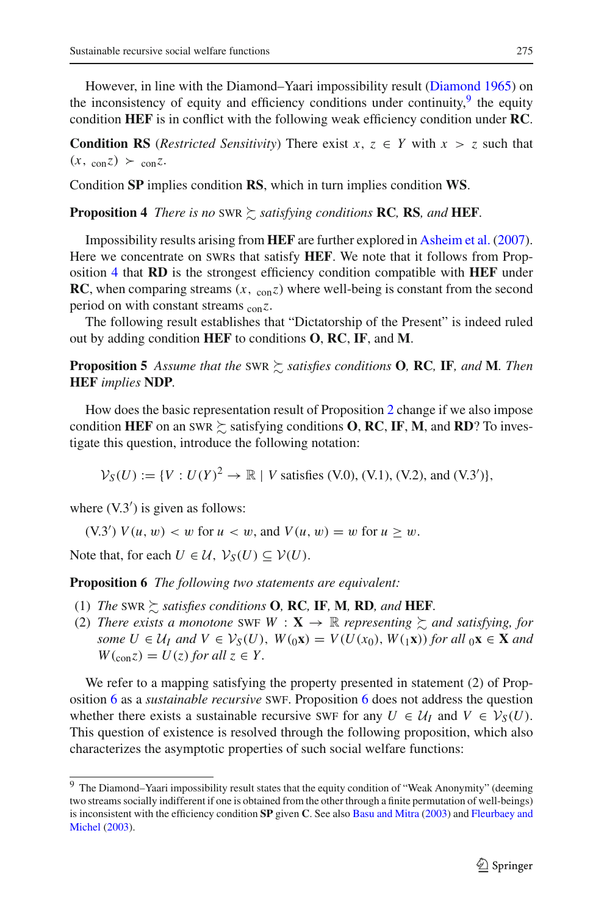However, in line with the Diamond–Yaari impossibility result (Diamond 1965) on the inconsistency of equity and efficiency conditions under continuity,[9] the equity condition **HEF** is in conflict with the following weak efficiency condition under **RC**.

**Condition RS** (*Restricted Sensitivity*) There exist $x, z \in Y$ with $x > z$ such that $(x, {}_{\text{con}}z) \succ {}_{\text{con}}z$.

Condition **SP** implies condition **RS**, which in turn implies condition **WS**.

**Proposition 4** *There is no* SWR $\succsim$ *satisfying conditions* **RC**, **RS**, *and* **HEF**.

Impossibility results arising from **HEF** are further explored in Asheim et al. (2007). Here we concentrate on SWRs that satisfy **HEF**. We note that it follows from Proposition 4 that **RD** is the strongest efficiency condition compatible with **HEF** under **RC**, when comparing streams $(x, {}_{\text{con}}z)$ where well-being is constant from the second period on with constant streams ${}_{\text{con}}z$.

The following result establishes that "Dictatorship of the Present" is indeed ruled out by adding condition **HEF** to conditions **O**, **RC**, **IF**, and **M**.

**Proposition 5** *Assume that the* SWR $\succsim$ *satisfies conditions* **O**, **RC**, **IF**, *and* **M**. *Then* **HEF** *implies* **NDP**.

How does the basic representation result of Proposition 2 change if we also impose condition **HEF** on an SWR $\succsim$ satisfying conditions **O**, **RC**, **IF**, **M**, and **RD**? To investigate this question, introduce the following notation:

$$\mathcal{V}_S(U) := \{V : U(Y)^2 \to \mathbb{R} \mid V \text{ satisfies (V.0), (V.1), (V.2), and (V.3}')\},$$

where (V.3′) is given as follows:

(V.3′) $V(u, w) < w$ for $u < w$, and $V(u, w) = w$ for $u \geq w$.

Note that, for each $U \in \mathcal{U}$, $\mathcal{V}_S(U) \subseteq \mathcal{V}(U)$.

**Proposition 6** *The following two statements are equivalent:*

1. *The* SWR $\succsim$ *satisfies conditions* **O**, **RC**, **IF**, **M**, **RD**, *and* **HEF**.
2. *There exists a monotone* SWF $W : \mathbf{X} \to \mathbb{R}$ *representing* $\succsim$ *and satisfying, for some* $U \in \mathcal{U}_I$ *and* $V \in \mathcal{V}_S(U)$, $W({}_0\mathbf{x}) = V(U(x_0), W({}_1\mathbf{x}))$ *for all* ${}_0\mathbf{x} \in \mathbf{X}$ *and* $W({}_{\text{con}}z) = U(z)$ *for all* $z \in Y$.

We refer to a mapping satisfying the property presented in statement (2) of Proposition 6 as a *sustainable recursive* SWF. Proposition 6 does not address the question whether there exists a sustainable recursive SWF for any $U \in \mathcal{U}_I$ and $V \in \mathcal{V}_S(U)$. This question of existence is resolved through the following proposition, which also characterizes the asymptotic properties of such social welfare functions:

---

[9] The Diamond–Yaari impossibility result states that the equity condition of "Weak Anonymity" (deeming two streams socially indifferent if one is obtained from the other through a finite permutation of well-beings) is inconsistent with the efficiency condition **SP** given **C**. See also Basu and Mitra (2003) and Fleurbaey and Michel (2003).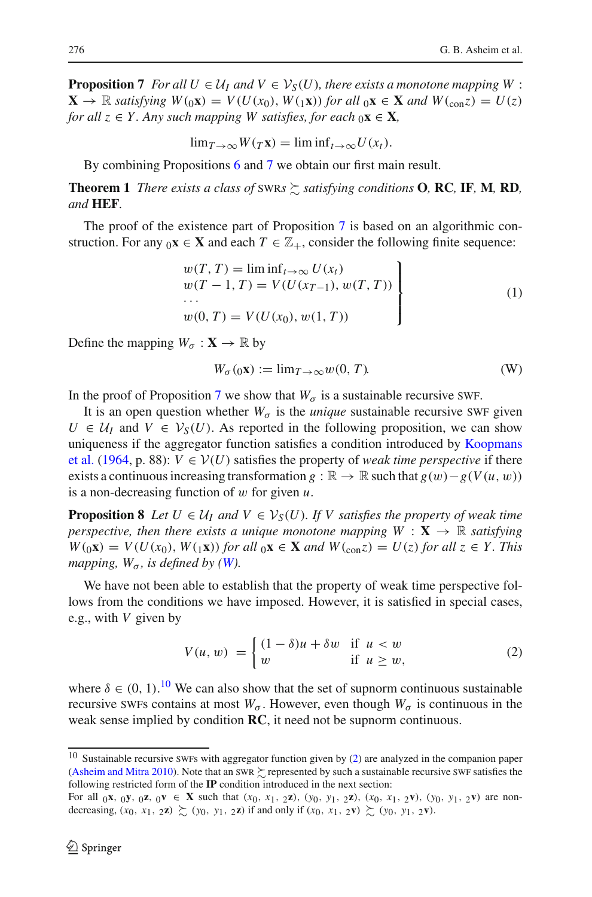**Proposition 7** *For all $U \in \mathcal{U}_I$ and $V \in \mathcal{V}_S(U)$, there exists a monotone mapping $W : \mathbf{X} \to \mathbb{R}$ satisfying $W({}_0\mathbf{x}) = V(U(x_0), W({}_1\mathbf{x}))$ for all ${}_0\mathbf{x} \in \mathbf{X}$ and $W({}_{\text{con}}z) = U(z)$ for all $z \in Y$. Any such mapping $W$ satisfies, for each ${}_0\mathbf{x} \in \mathbf{X}$,*

$$\lim_{T\to\infty} W({}_T\mathbf{x}) = \liminf_{t\to\infty} U(x_t).$$

By combining Propositions 6 and 7 we obtain our first main result.

**Theorem 1** *There exists a class of* SWRs $\succsim$ *satisfying conditions* **O**, **RC**, **IF**, **M**, **RD**, *and* **HEF**.

The proof of the existence part of Proposition 7 is based on an algorithmic construction. For any ${}_0\mathbf{x} \in \mathbf{X}$ and each $T \in \mathbb{Z}_+$, consider the following finite sequence:

$$\left.\begin{array}{l} w(T,T) = \liminf_{t\to\infty} U(x_t) \\ w(T-1,T) = V(U(x_{T-1}), w(T,T)) \\ \dots \\ w(0,T) = V(U(x_0), w(1,T)) \end{array}\right\} \tag{1}$$

Define the mapping $W_\sigma : \mathbf{X} \to \mathbb{R}$ by

$$W_\sigma({}_0\mathbf{x}) := \lim_{T\to\infty} w(0,T). \tag{W}$$

In the proof of Proposition 7 we show that $W_\sigma$ is a sustainable recursive SWF.

It is an open question whether $W_\sigma$ is the *unique* sustainable recursive SWF given $U \in \mathcal{U}_I$ and $V \in \mathcal{V}_S(U)$. As reported in the following proposition, we can show uniqueness if the aggregator function satisfies a condition introduced by Koopmans et al. (1964, p. 88): $V \in \mathcal{V}(U)$ satisfies the property of *weak time perspective* if there exists a continuous increasing transformation $g : \mathbb{R} \to \mathbb{R}$ such that $g(w) - g(V(u, w))$ is a non-decreasing function of $w$ for given $u$.

**Proposition 8** *Let $U \in \mathcal{U}_I$ and $V \in \mathcal{V}_S(U)$. If $V$ satisfies the property of weak time perspective, then there exists a unique monotone mapping $W : \mathbf{X} \to \mathbb{R}$ satisfying $W({}_0\mathbf{x}) = V(U(x_0), W({}_1\mathbf{x}))$ for all ${}_0\mathbf{x} \in \mathbf{X}$ and $W({}_{\text{con}}z) = U(z)$ for all $z \in Y$. This mapping, $W_\sigma$, is defined by (W).*

We have not been able to establish that the property of weak time perspective follows from the conditions we have imposed. However, it is satisfied in special cases, e.g., with $V$ given by

$$V(u,w) = \begin{cases} (1-\delta)u + \delta w & \text{if } u < w \\ w & \text{if } u \geq w, \end{cases} \tag{2}$$

where $\delta \in (0, 1)$.[10] We can also show that the set of supnorm continuous sustainable recursive SWFs contains at most $W_\sigma$. However, even though $W_\sigma$ is continuous in the weak sense implied by condition **RC**, it need not be supnorm continuous.

[10] Sustainable recursive SWFs with aggregator function given by (2) are analyzed in the companion paper (Asheim and Mitra 2010). Note that an SWR $\succsim$ represented by such a sustainable recursive SWF satisfies the following restricted form of the **IP** condition introduced in the next section:
For all ${}_0\mathbf{x}$, ${}_0\mathbf{y}$, ${}_0\mathbf{z}$, ${}_0\mathbf{v} \in \mathbf{X}$ such that $(x_0, x_1, {}_2\mathbf{z})$, $(y_0, y_1, {}_2\mathbf{z})$, $(x_0, x_1, {}_2\mathbf{v})$, $(y_0, y_1, {}_2\mathbf{v})$ are non-decreasing, $(x_0, x_1, {}_2\mathbf{z}) \succsim (y_0, y_1, {}_2\mathbf{z})$ if and only if $(x_0, x_1, {}_2\mathbf{v}) \succsim (y_0, y_1, {}_2\mathbf{v})$.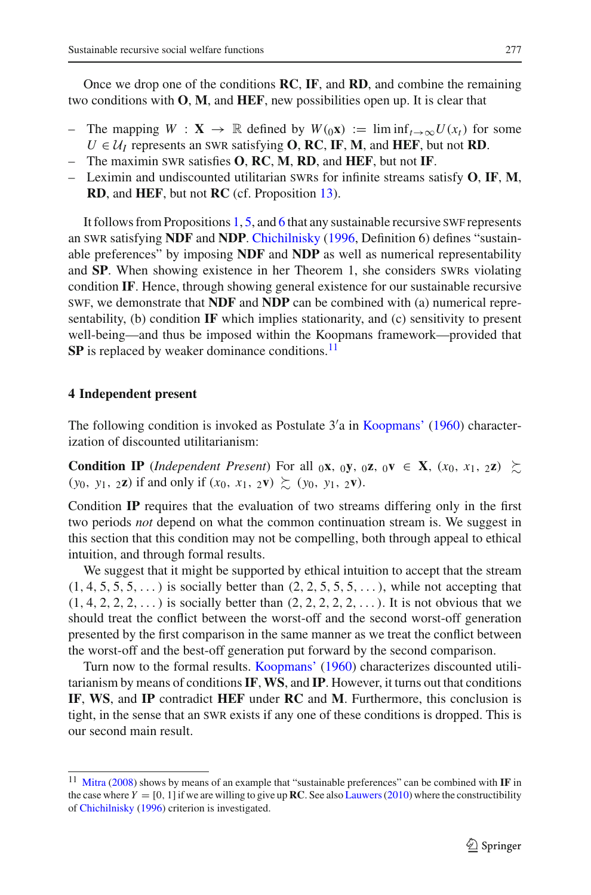Once we drop one of the conditions **RC**, **IF**, and **RD**, and combine the remaining two conditions with **O**, **M**, and **HEF**, new possibilities open up. It is clear that

- The mapping $W : \mathbf{X} \to \mathbb{R}$ defined by $W({}_0\mathbf{x}) := \liminf_{t\to\infty} U(x_t)$ for some $U \in \mathcal{U}_I$ represents an SWR satisfying **O**, **RC**, **IF**, **M**, and **HEF**, but not **RD**.
- The maximin SWR satisfies **O**, **RC**, **M**, **RD**, and **HEF**, but not **IF**.
- Leximin and undiscounted utilitarian SWRs for infinite streams satisfy **O**, **IF**, **M**, **RD**, and **HEF**, but not **RC** (cf. Proposition 13).

It follows from Propositions 1, 5, and 6 that any sustainable recursive SWF represents an SWR satisfying **NDF** and **NDP**. Chichilnisky (1996, Definition 6) defines "sustainable preferences" by imposing **NDF** and **NDP** as well as numerical representability and **SP**. When showing existence in her Theorem 1, she considers SWRs violating condition **IF**. Hence, through showing general existence for our sustainable recursive SWF, we demonstrate that **NDF** and **NDP** can be combined with (a) numerical representability, (b) condition **IF** which implies stationarity, and (c) sensitivity to present well-being—and thus be imposed within the Koopmans framework—provided that **SP** is replaced by weaker dominance conditions.[11]

## 4 Independent present

The following condition is invoked as Postulate 3′a in Koopmans' (1960) characterization of discounted utilitarianism:

**Condition IP** (*Independent Present*) For all ${}_0\mathbf{x}$, ${}_0\mathbf{y}$, ${}_0\mathbf{z}$, ${}_0\mathbf{v} \in \mathbf{X}$, $(x_0, x_1, {}_2\mathbf{z}) \succsim (y_0, y_1, {}_2\mathbf{z})$ if and only if $(x_0, x_1, {}_2\mathbf{v}) \succsim (y_0, y_1, {}_2\mathbf{v})$.

Condition **IP** requires that the evaluation of two streams differing only in the first two periods *not* depend on what the common continuation stream is. We suggest in this section that this condition may not be compelling, both through appeal to ethical intuition, and through formal results.

We suggest that it might be supported by ethical intuition to accept that the stream $(1, 4, 5, 5, 5, \dots)$ is socially better than $(2, 2, 5, 5, 5, \dots)$, while not accepting that $(1, 4, 2, 2, 2, \dots)$ is socially better than $(2, 2, 2, 2, 2, \dots)$. It is not obvious that we should treat the conflict between the worst-off and the second worst-off generation presented by the first comparison in the same manner as we treat the conflict between the worst-off and the best-off generation put forward by the second comparison.

Turn now to the formal results. Koopmans' (1960) characterizes discounted utilitarianism by means of conditions **IF**, **WS**, and **IP**. However, it turns out that conditions **IF**, **WS**, and **IP** contradict **HEF** under **RC** and **M**. Furthermore, this conclusion is tight, in the sense that an SWR exists if any one of these conditions is dropped. This is our second main result.

[11] Mitra (2008) shows by means of an example that "sustainable preferences" can be combined with **IF** in the case where $Y = [0, 1]$ if we are willing to give up **RC**. See also Lauwers (2010) where the constructibility of Chichilnisky (1996) criterion is investigated.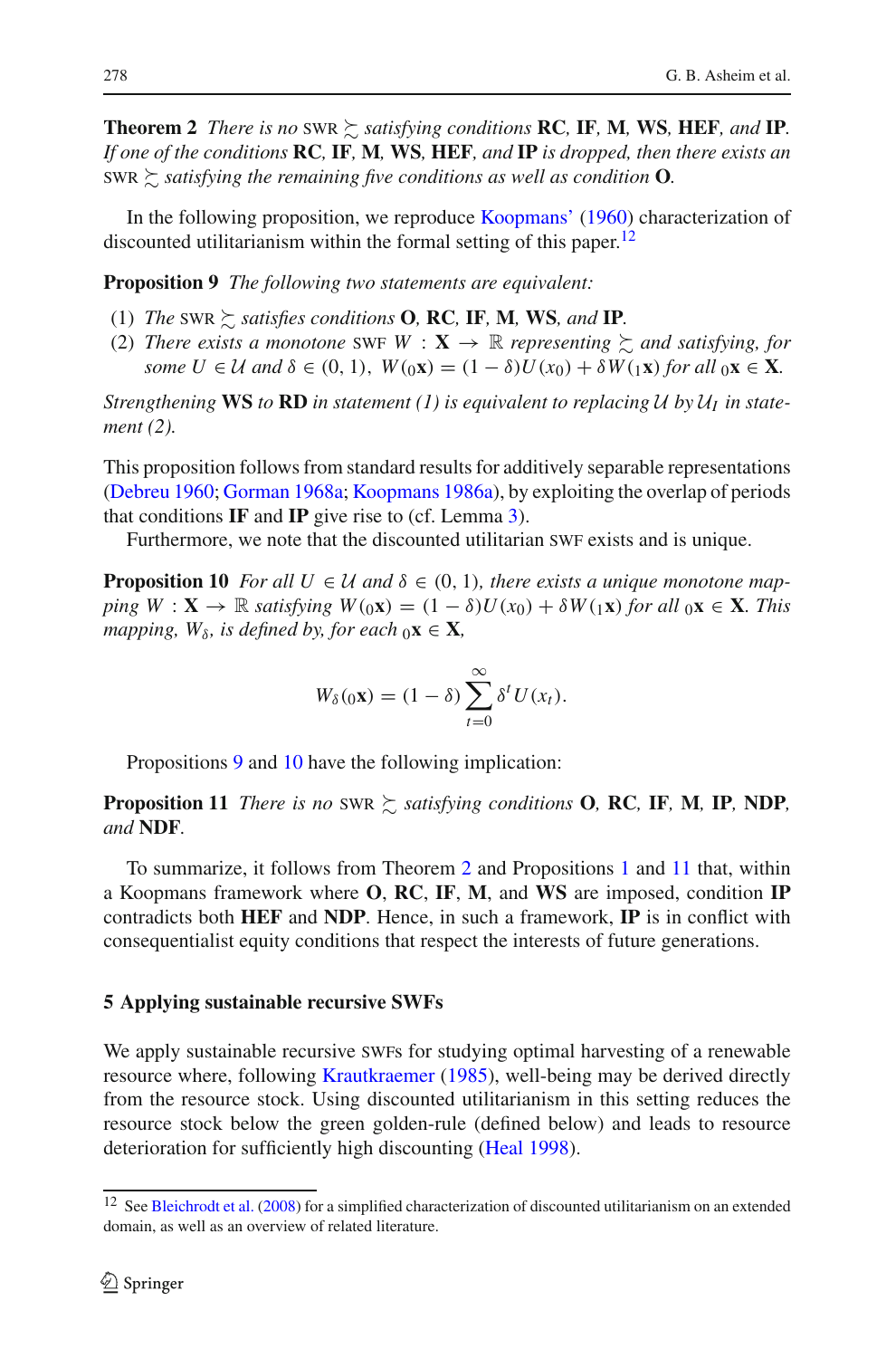**Theorem 2** *There is no* SWR $\succsim$ *satisfying conditions* **RC**, **IF**, **M**, **WS**, **HEF**, *and* **IP**. *If one of the conditions* **RC**, **IF**, **M**, **WS**, **HEF**, *and* **IP** *is dropped, then there exists an* SWR $\succsim$ *satisfying the remaining five conditions as well as condition* **O**.

In the following proposition, we reproduce Koopmans' (1960) characterization of discounted utilitarianism within the formal setting of this paper.[12]

**Proposition 9** *The following two statements are equivalent:*

(1) *The* SWR $\succsim$ *satisfies conditions* **O**, **RC**, **IF**, **M**, **WS**, *and* **IP**.
(2) *There exists a monotone* SWF $W : \mathbf{X} \to \mathbb{R}$ *representing* $\succsim$ *and satisfying, for some* $U \in \mathcal{U}$ *and* $\delta \in (0, 1)$, $W({}_0\mathbf{x}) = (1 - \delta)U(x_0) + \delta W({}_1\mathbf{x})$ *for all* ${}_0\mathbf{x} \in \mathbf{X}$.

*Strengthening* **WS** *to* **RD** *in statement (1) is equivalent to replacing* $\mathcal{U}$ *by* $\mathcal{U}_I$ *in statement (2).*

This proposition follows from standard results for additively separable representations (Debreu 1960; Gorman 1968a; Koopmans 1986a), by exploiting the overlap of periods that conditions **IF** and **IP** give rise to (cf. Lemma 3).

Furthermore, we note that the discounted utilitarian SWF exists and is unique.

**Proposition 10** *For all* $U \in \mathcal{U}$ *and* $\delta \in (0, 1)$, *there exists a unique monotone mapping* $W : \mathbf{X} \to \mathbb{R}$ *satisfying* $W({}_0\mathbf{x}) = (1 - \delta)U(x_0) + \delta W({}_1\mathbf{x})$ *for all* ${}_0\mathbf{x} \in \mathbf{X}$. *This mapping,* $W_\delta$, *is defined by, for each* ${}_0\mathbf{x} \in \mathbf{X}$,

$$W_\delta({}_0\mathbf{x}) = (1 - \delta) \sum_{t=0}^{\infty} \delta^t U(x_t).$$

Propositions 9 and 10 have the following implication:

**Proposition 11** *There is no* SWR $\succsim$ *satisfying conditions* **O**, **RC**, **IF**, **M**, **IP**, **NDP**, *and* **NDF**.

To summarize, it follows from Theorem 2 and Propositions 1 and 11 that, within a Koopmans framework where **O**, **RC**, **IF**, **M**, and **WS** are imposed, condition **IP** contradicts both **HEF** and **NDP**. Hence, in such a framework, **IP** is in conflict with consequentialist equity conditions that respect the interests of future generations.

## 5 Applying sustainable recursive SWFs

We apply sustainable recursive SWFs for studying optimal harvesting of a renewable resource where, following Krautkraemer (1985), well-being may be derived directly from the resource stock. Using discounted utilitarianism in this setting reduces the resource stock below the green golden-rule (defined below) and leads to resource deterioration for sufficiently high discounting (Heal 1998).

[12] See Bleichrodt et al. (2008) for a simplified characterization of discounted utilitarianism on an extended domain, as well as an overview of related literature.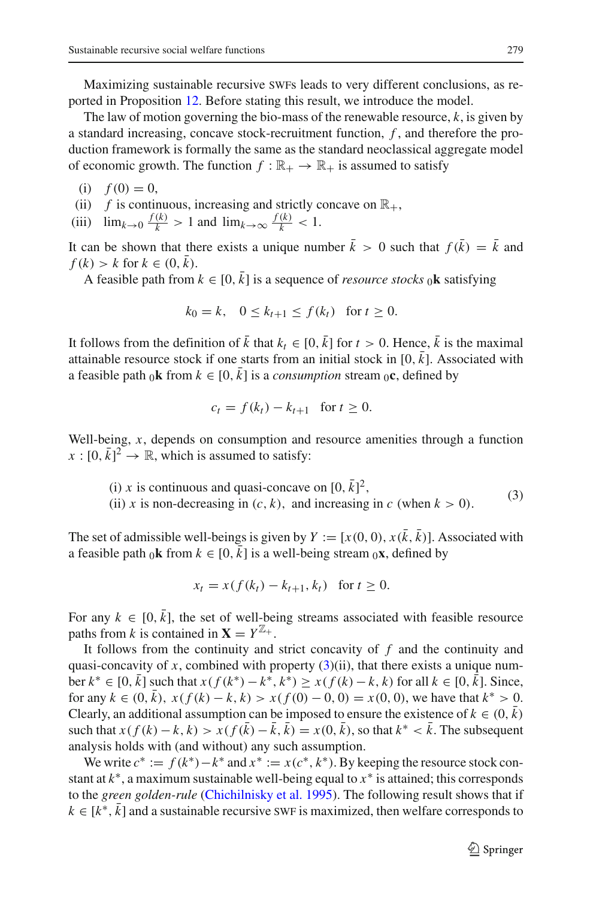Maximizing sustainable recursive SWFs leads to very different conclusions, as reported in Proposition 12. Before stating this result, we introduce the model.

The law of motion governing the bio-mass of the renewable resource, $k$, is given by a standard increasing, concave stock-recruitment function, $f$, and therefore the production framework is formally the same as the standard neoclassical aggregate model of economic growth. The function $f : \mathbb{R}_+ \to \mathbb{R}_+$ is assumed to satisfy

(i) $f(0) = 0$,
(ii) $f$ is continuous, increasing and strictly concave on $\mathbb{R}_+$,
(iii) $\lim_{k\to 0} \frac{f(k)}{k} > 1$ and $\lim_{k\to\infty} \frac{f(k)}{k} < 1$.

It can be shown that there exists a unique number $\bar{k} > 0$ such that $f(\bar{k}) = \bar{k}$ and $f(k) > k$ for $k \in (0, \bar{k})$.

A feasible path from $k \in [0, \bar{k}]$ is a sequence of *resource stocks* ${}_0\mathbf{k}$ satisfying

$$k_0 = k, \quad 0 \le k_{t+1} \le f(k_t) \quad \text{for } t \ge 0.$$

It follows from the definition of $\bar{k}$ that $k_t \in [0, \bar{k}]$ for $t > 0$. Hence, $\bar{k}$ is the maximal attainable resource stock if one starts from an initial stock in $[0, \bar{k}]$. Associated with a feasible path ${}_0\mathbf{k}$ from $k \in [0, \bar{k}]$ is a *consumption* stream ${}_0\mathbf{c}$, defined by

$$c_t = f(k_t) - k_{t+1} \quad \text{for } t \ge 0.$$

Well-being, $x$, depends on consumption and resource amenities through a function $x : [0, \bar{k}]^2 \to \mathbb{R}$, which is assumed to satisfy:

$$\begin{aligned}&\text{(i) } x \text{ is continuous and quasi-concave on } [0, \bar{k}]^2,\\ &\text{(ii) } x \text{ is non-decreasing in } (c, k), \text{ and increasing in } c \text{ (when } k > 0).\end{aligned} \tag{3}$$

The set of admissible well-beings is given by $Y := [x(0, 0), x(\bar{k}, \bar{k})]$. Associated with a feasible path ${}_0\mathbf{k}$ from $k \in [0, \bar{k}]$ is a well-being stream ${}_0\mathbf{x}$, defined by

$$x_t = x(f(k_t) - k_{t+1}, k_t) \quad \text{for } t \ge 0.$$

For any $k \in [0, \bar{k}]$, the set of well-being streams associated with feasible resource paths from $k$ is contained in $\mathbf{X} = Y^{\mathbb{Z}_+}$.

It follows from the continuity and strict concavity of $f$ and the continuity and quasi-concavity of $x$, combined with property (3)(ii), that there exists a unique number $k^* \in [0, \bar{k}]$ such that $x(f(k^*) - k^*, k^*) \ge x(f(k) - k, k)$ for all $k \in [0, \bar{k}]$. Since, for any $k \in (0, \bar{k})$, $x(f(k) - k, k) > x(f(0) - 0, 0) = x(0, 0)$, we have that $k^* > 0$. Clearly, an additional assumption can be imposed to ensure the existence of $k \in (0, \bar{k})$ such that $x(f(k) - k, k) > x(f(\bar{k}) - \bar{k}, \bar{k}) = x(0, \bar{k})$, so that $k^* < \bar{k}$. The subsequent analysis holds with (and without) any such assumption.

We write $c^* := f(k^*) - k^*$ and $x^* := x(c^*, k^*)$. By keeping the resource stock constant at $k^*$, a maximum sustainable well-being equal to $x^*$ is attained; this corresponds to the *green golden-rule* (Chichilnisky et al. 1995). The following result shows that if $k \in [k^*, \bar{k}]$ and a sustainable recursive SWF is maximized, then welfare corresponds to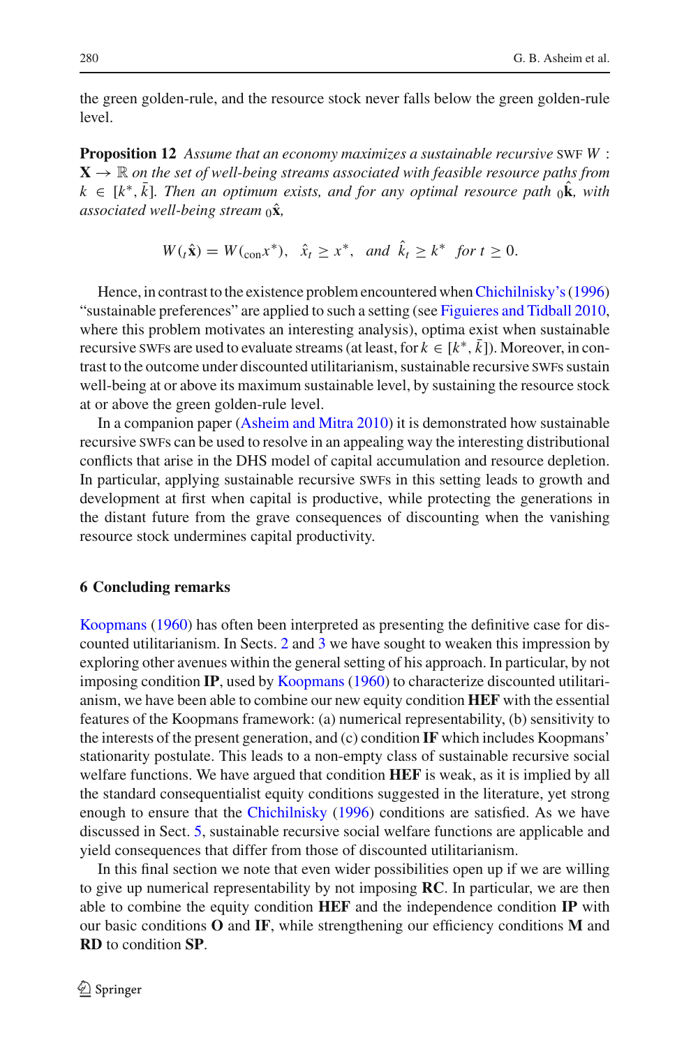the green golden-rule, and the resource stock never falls below the green golden-rule level.

**Proposition 12** *Assume that an economy maximizes a sustainable recursive* SWF $W : \mathbf{X} \to \mathbb{R}$ *on the set of well-being streams associated with feasible resource paths from* $k \in [k^*, \bar{k}]$. *Then an optimum exists, and for any optimal resource path* ${}_0\hat{\mathbf{k}}$, *with associated well-being stream* ${}_0\hat{\mathbf{x}}$,

$$W({}_t\hat{\mathbf{x}}) = W({}_{\text{con}}x^*), \quad \hat{x}_t \geq x^*, \quad \text{and} \quad \hat{k}_t \geq k^* \quad \text{for } t \geq 0.$$

Hence, in contrast to the existence problem encountered when Chichilnisky's (1996) "sustainable preferences" are applied to such a setting (see Figuieres and Tidball 2010, where this problem motivates an interesting analysis), optima exist when sustainable recursive SWFs are used to evaluate streams (at least, for $k \in [k^*, \bar{k}]$). Moreover, in contrast to the outcome under discounted utilitarianism, sustainable recursive SWFs sustain well-being at or above its maximum sustainable level, by sustaining the resource stock at or above the green golden-rule level.

In a companion paper (Asheim and Mitra 2010) it is demonstrated how sustainable recursive SWFs can be used to resolve in an appealing way the interesting distributional conflicts that arise in the DHS model of capital accumulation and resource depletion. In particular, applying sustainable recursive SWFs in this setting leads to growth and development at first when capital is productive, while protecting the generations in the distant future from the grave consequences of discounting when the vanishing resource stock undermines capital productivity.

## 6 Concluding remarks

Koopmans (1960) has often been interpreted as presenting the definitive case for discounted utilitarianism. In Sects. 2 and 3 we have sought to weaken this impression by exploring other avenues within the general setting of his approach. In particular, by not imposing condition **IP**, used by Koopmans (1960) to characterize discounted utilitarianism, we have been able to combine our new equity condition **HEF** with the essential features of the Koopmans framework: (a) numerical representability, (b) sensitivity to the interests of the present generation, and (c) condition **IF** which includes Koopmans' stationarity postulate. This leads to a non-empty class of sustainable recursive social welfare functions. We have argued that condition **HEF** is weak, as it is implied by all the standard consequentialist equity conditions suggested in the literature, yet strong enough to ensure that the Chichilnisky (1996) conditions are satisfied. As we have discussed in Sect. 5, sustainable recursive social welfare functions are applicable and yield consequences that differ from those of discounted utilitarianism.

In this final section we note that even wider possibilities open up if we are willing to give up numerical representability by not imposing **RC**. In particular, we are then able to combine the equity condition **HEF** and the independence condition **IP** with our basic conditions **O** and **IF**, while strengthening our efficiency conditions **M** and **RD** to condition **SP**.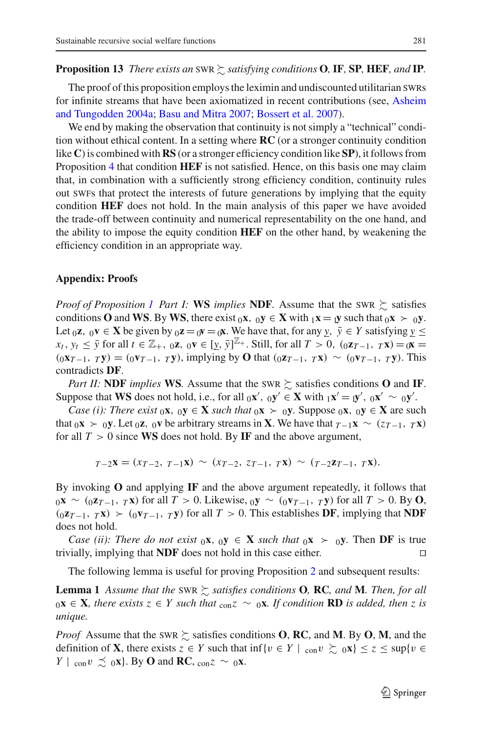**Proposition 13** *There exists an* SWR $\succsim$ *satisfying conditions* **O**, **IF**, **SP**, **HEF**, *and* **IP**.

The proof of this proposition employs the leximin and undiscounted utilitarian SWRs for infinite streams that have been axiomatized in recent contributions (see, Asheim and Tungodden 2004a; Basu and Mitra 2007; Bossert et al. 2007).

We end by making the observation that continuity is not simply a "technical" condition without ethical content. In a setting where **RC** (or a stronger continuity condition like **C**) is combined with **RS** (or a stronger efficiency condition like **SP**), it follows from Proposition 4 that condition **HEF** is not satisfied. Hence, on this basis one may claim that, in combination with a sufficiently strong efficiency condition, continuity rules out SWFs that protect the interests of future generations by implying that the equity condition **HEF** does not hold. In the main analysis of this paper we have avoided the trade-off between continuity and numerical representability on the one hand, and the ability to impose the equity condition **HEF** on the other hand, by weakening the efficiency condition in an appropriate way.

## Appendix: Proofs

*Proof of Proposition 1 Part I:* **WS** *implies* **NDF**. Assume that the SWR $\succsim$ satisfies conditions **O** and **WS**. By **WS**, there exist ${}_0\mathbf{x}$, ${}_0\mathbf{y} \in \mathbf{X}$ with ${}_1\mathbf{x} = {}_1\mathbf{y}$ such that ${}_0\mathbf{x} \succ {}_0\mathbf{y}$. Let ${}_0\mathbf{z}$, ${}_0\mathbf{v} \in \mathbf{X}$ be given by ${}_0\mathbf{z} = {}_0\mathbf{v} = {}_0\mathbf{x}$. We have that, for any $\underline{y}$, $\bar{y} \in Y$ satisfying $\underline{y} \le x_t$, $y_t \le \bar{y}$ for all $t \in \mathbb{Z}_+$, ${}_0\mathbf{z}$, ${}_0\mathbf{v} \in [\underline{y}, \bar{y}]^{\mathbb{Z}_+}$. Still, for all $T > 0$, $({}_0\mathbf{x}_{T-1}, {}_T\mathbf{x}) = {}_0\mathbf{x} = ({}_0\mathbf{v}_{T-1}, {}_T\mathbf{y}) = ({}_0\mathbf{v}_{T-1}, {}_T\mathbf{y})$, implying by **O** that $({}_0\mathbf{z}_{T-1}, {}_T\mathbf{x}) \sim ({}_0\mathbf{v}_{T-1}, {}_T\mathbf{y})$. This contradicts **DF**.

*Part II:* **NDF** *implies* **WS**. Assume that the SWR $\succsim$ satisfies conditions **O** and **IF**. Suppose that **WS** does not hold, i.e., for all ${}_0\mathbf{x}'$, ${}_0\mathbf{y}' \in \mathbf{X}$ with ${}_1\mathbf{x}' = {}_1\mathbf{y}'$, ${}_0\mathbf{x}' \sim {}_0\mathbf{y}'$.

*Case (i): There exist ${}_0\mathbf{x}$, ${}_0\mathbf{y} \in \mathbf{X}$ such that ${}_0\mathbf{x} \succ {}_0\mathbf{y}$.* Suppose ${}_0\mathbf{x}$, ${}_0\mathbf{y} \in \mathbf{X}$ are such that ${}_0\mathbf{x} \succ {}_0\mathbf{y}$. Let ${}_0\mathbf{z}$, ${}_0\mathbf{v}$ be arbitrary streams in $\mathbf{X}$. We have that ${}_{T-1}\mathbf{x} \sim (z_{T-1}, {}_T\mathbf{x})$ for all $T > 0$ since **WS** does not hold. By **IF** and the above argument,

$$
{}_{T-2}\mathbf{x} = (x_{T-2}, {}_{T-1}\mathbf{x}) \sim (x_{T-2}, z_{T-1}, {}_T\mathbf{x}) \sim ({}_{T-2}\mathbf{z}_{T-1}, {}_T\mathbf{x}).
$$

By invoking **O** and applying **IF** and the above argument repeatedly, it follows that ${}_0\mathbf{x} \sim ({}_0\mathbf{z}_{T-1}, {}_T\mathbf{x})$ for all $T > 0$. Likewise, ${}_0\mathbf{y} \sim ({}_0\mathbf{v}_{T-1}, {}_T\mathbf{y})$ for all $T > 0$. By **O**, $({}_0\mathbf{z}_{T-1}, {}_T\mathbf{x}) \succ ({}_0\mathbf{v}_{T-1}, {}_T\mathbf{y})$ for all $T > 0$. This establishes **DF**, implying that **NDF** does not hold.

*Case (ii): There do not exist ${}_0\mathbf{x}$, ${}_0\mathbf{y} \in \mathbf{X}$ such that ${}_0\mathbf{x} \succ {}_0\mathbf{y}$.* Then **DF** is true trivially, implying that **NDF** does not hold in this case either. □

The following lemma is useful for proving Proposition 2 and subsequent results:

**Lemma 1** *Assume that the* SWR $\succsim$ *satisfies conditions* **O**, **RC**, *and* **M**. *Then, for all ${}_0\mathbf{x} \in \mathbf{X}$, there exists $z \in Y$ such that ${}_{\text{con}}z \sim {}_0\mathbf{x}$. If condition* **RD** *is added, then $z$ is unique.*

*Proof* Assume that the SWR $\succsim$ satisfies conditions **O**, **RC**, and **M**. By **O**, **M**, and the definition of $\mathbf{X}$, there exists $z \in Y$ such that $\inf\{v \in Y \mid {}_{\text{con}}v \succsim {}_0\mathbf{x}\} \le z \le \sup\{v \in Y \mid {}_{\text{con}}v \precsim {}_0\mathbf{x}\}$. By **O** and **RC**, ${}_{\text{con}}z \sim {}_0\mathbf{x}$.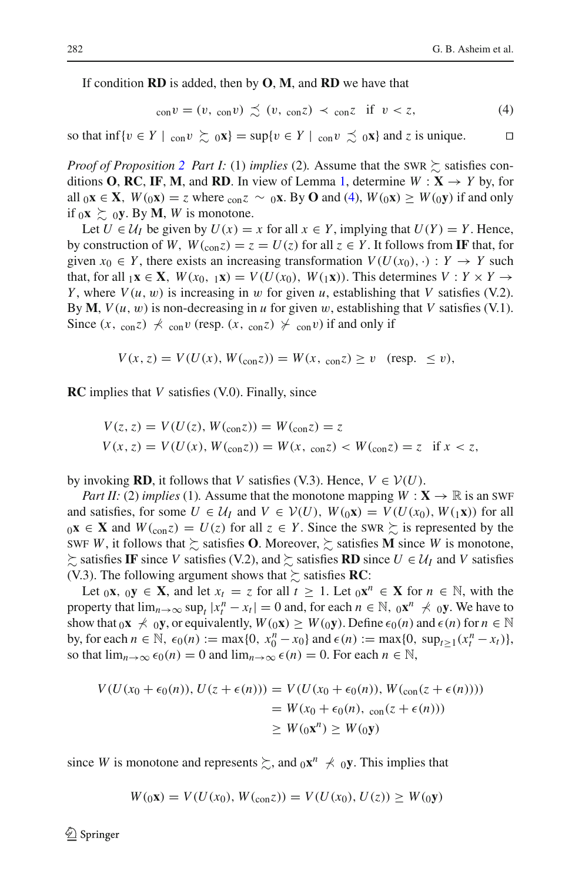If condition **RD** is added, then by **O**, **M**, and **RD** we have that

$$
{}_{\text{con}}v = (v,\ {}_{\text{con}}v) \precsim (v,\ {}_{\text{con}}z) \prec {}_{\text{con}}z \quad \text{if} \;\; v < z, \tag{4}
$$

so that $\inf\{v \in Y \mid {}_{\text{con}}v \succsim {}_0\mathbf{x}\} = \sup\{v \in Y \mid {}_{\text{con}}v \precsim {}_0\mathbf{x}\}$ and $z$ is unique. $\square$

*Proof of Proposition 2* *Part I:* (1) *implies* (2)*.* Assume that the SWR $\succsim$ satisfies conditions **O**, **RC**, **IF**, **M**, and **RD**. In view of Lemma 1, determine $W : \mathbf{X} \to Y$ by, for all ${}_0\mathbf{x} \in \mathbf{X}$, $W({}_0\mathbf{x}) = z$ where ${}_{\text{con}}z \sim {}_0\mathbf{x}$. By **O** and (4), $W({}_0\mathbf{x}) \geq W({}_0\mathbf{y})$ if and only if ${}_0\mathbf{x} \succsim {}_0\mathbf{y}$. By **M**, $W$ is monotone.

Let $U \in \mathcal{U}_I$ be given by $U(x) = x$ for all $x \in Y$, implying that $U(Y) = Y$. Hence, by construction of $W$, $W({}_{\text{con}}z) = z = U(z)$ for all $z \in Y$. It follows from **IF** that, for given $x_0 \in Y$, there exists an increasing transformation $V(U(x_0), \cdot) : Y \to Y$ such that, for all ${}_1\mathbf{x} \in \mathbf{X}$, $W(x_0,\ {}_1\mathbf{x}) = V(U(x_0),\ W({}_1\mathbf{x}))$. This determines $V : Y \times Y \to Y$, where $V(u, w)$ is increasing in $w$ for given $u$, establishing that $V$ satisfies (V.2). By **M**, $V(u, w)$ is non-decreasing in $u$ for given $w$, establishing that $V$ satisfies (V.1). Since $(x,\ {}_{\text{con}}z) \not\prec {}_{\text{con}}v$ (resp. $(x,\ {}_{\text{con}}z) \not\succ {}_{\text{con}}v$) if and only if

$$
V(x, z) = V(U(x), W({}_{\text{con}}z)) = W(x,\ {}_{\text{con}}z) \geq v \quad (\text{resp.} \;\; \leq v),
$$

**RC** implies that $V$ satisfies (V.0). Finally, since

$$
\begin{aligned}
V(z, z) &= V(U(z), W({}_{\text{con}}z)) = W({}_{\text{con}}z) = z \\
V(x, z) &= V(U(x), W({}_{\text{con}}z)) = W(x,\ {}_{\text{con}}z) < W({}_{\text{con}}z) = z \quad \text{if } x < z,
\end{aligned}
$$

by invoking **RD**, it follows that $V$ satisfies (V.3). Hence, $V \in \mathcal{V}(U)$.

*Part II:* (2) *implies* (1)*.* Assume that the monotone mapping $W : \mathbf{X} \to \mathbb{R}$ is an SWF and satisfies, for some $U \in \mathcal{U}_I$ and $V \in \mathcal{V}(U)$, $W({}_0\mathbf{x}) = V(U(x_0), W({}_1\mathbf{x}))$ for all ${}_0\mathbf{x} \in \mathbf{X}$ and $W({}_{\text{con}}z) = U(z)$ for all $z \in Y$. Since the SWR $\succsim$ is represented by the SWF $W$, it follows that $\succsim$ satisfies **O**. Moreover, $\succsim$ satisfies **M** since $W$ is monotone, $\succsim$ satisfies **IF** since $V$ satisfies (V.2), and $\succsim$ satisfies **RD** since $U \in \mathcal{U}_I$ and $V$ satisfies (V.3). The following argument shows that $\succsim$ satisfies **RC**:

Let ${}_0\mathbf{x},\ {}_0\mathbf{y} \in \mathbf{X}$, and let $x_t = z$ for all $t \geq 1$. Let ${}_0\mathbf{x}^n \in \mathbf{X}$ for $n \in \mathbb{N}$, with the property that $\lim_{n\to\infty} \sup_t |x_t^n - x_t| = 0$ and, for each $n \in \mathbb{N}$, ${}_0\mathbf{x}^n \not\prec {}_0\mathbf{y}$. We have to show that ${}_0\mathbf{x} \not\prec {}_0\mathbf{y}$, or equivalently, $W({}_0\mathbf{x}) \geq W({}_0\mathbf{y})$. Define $\epsilon_0(n)$ and $\epsilon(n)$ for $n \in \mathbb{N}$ by, for each $n \in \mathbb{N}$, $\epsilon_0(n) := \max\{0,\ x_0^n - x_0\}$ and $\epsilon(n) := \max\{0,\ \sup_{t\geq 1}(x_t^n - x_t)\}$, so that $\lim_{n\to\infty} \epsilon_0(n) = 0$ and $\lim_{n\to\infty} \epsilon(n) = 0$. For each $n \in \mathbb{N}$,

$$
\begin{aligned}
V(U(x_0 + \epsilon_0(n)), U(z + \epsilon(n))) &= V(U(x_0 + \epsilon_0(n)), W({}_{\text{con}}(z + \epsilon(n)))) \\
&= W(x_0 + \epsilon_0(n),\ {}_{\text{con}}(z + \epsilon(n))) \\
&\geq W({}_0\mathbf{x}^n) \geq W({}_0\mathbf{y})
\end{aligned}
$$

since $W$ is monotone and represents $\succsim$, and ${}_0\mathbf{x}^n \not\prec {}_0\mathbf{y}$. This implies that

$$
W({}_0\mathbf{x}) = V(U(x_0), W({}_{\text{con}}z)) = V(U(x_0), U(z)) \geq W({}_0\mathbf{y})
$$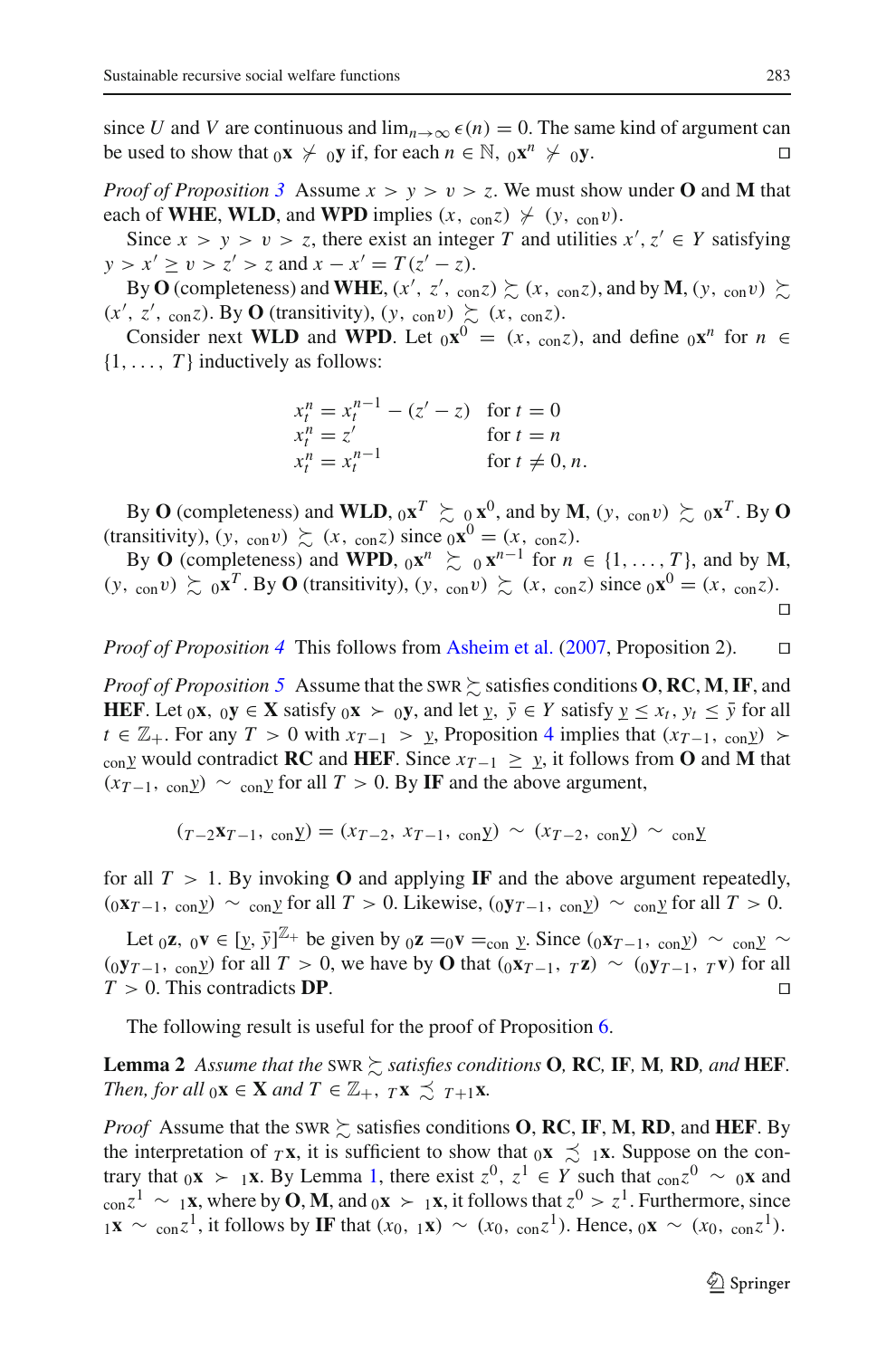since $U$ and $V$ are continuous and $\lim_{n\to\infty} \epsilon(n) = 0$. The same kind of argument can be used to show that ${}_0\mathbf{x} \not\succ {}_0\mathbf{y}$ if, for each $n \in \mathbb{N}$, ${}_0\mathbf{x}^n \not\succ {}_0\mathbf{y}$. □

*Proof of Proposition 3* Assume $x > y > v > z$. We must show under **O** and **M** that each of **WHE**, **WLD**, and **WPD** implies $(x, {}_{\text{con}}z) \not\succsim (y, {}_{\text{con}}v)$.

Since $x > y > v > z$, there exist an integer $T$ and utilities $x', z' \in Y$ satisfying $y > x' \geq v > z' > z$ and $x - x' = T(z' - z)$.

By **O** (completeness) and **WHE**, $(x', z', {}_{\text{con}}z) \succsim (x, {}_{\text{con}}z)$, and by **M**, $(y, {}_{\text{con}}v) \succsim (x', z', {}_{\text{con}}z)$. By **O** (transitivity), $(y, {}_{\text{con}}v) \succsim (x, {}_{\text{con}}z)$.

Consider next **WLD** and **WPD**. Let ${}_0\mathbf{x}^0 = (x, {}_{\text{con}}z)$, and define ${}_0\mathbf{x}^n$ for $n \in \{1, \ldots, T\}$ inductively as follows:

$$
\begin{aligned}
x_t^n &= x_t^{n-1} - (z' - z) && \text{for } t = 0 \\
x_t^n &= z' && \text{for } t = n \\
x_t^n &= x_t^{n-1} && \text{for } t \neq 0, n.
\end{aligned}
$$

By **O** (completeness) and **WLD**, ${}_0\mathbf{x}^T \succsim {}_0\mathbf{x}^0$, and by **M**, $(y, {}_{\text{con}}v) \succsim {}_0\mathbf{x}^T$. By **O** (transitivity), $(y, {}_{\text{con}}v) \succsim (x, {}_{\text{con}}z)$ since ${}_0\mathbf{x}^0 = (x, {}_{\text{con}}z)$.

By **O** (completeness) and **WPD**, ${}_0\mathbf{x}^n \succsim {}_0\mathbf{x}^{n-1}$ for $n \in \{1, \ldots, T\}$, and by **M**, $(y, {}_{\text{con}}v) \succsim {}_0\mathbf{x}^T$. By **O** (transitivity), $(y, {}_{\text{con}}v) \succsim (x, {}_{\text{con}}z)$ since ${}_0\mathbf{x}^0 = (x, {}_{\text{con}}z)$. □

*Proof of Proposition 4* This follows from Asheim et al. (2007, Proposition 2). □

*Proof of Proposition 5* Assume that the SWR $\succsim$ satisfies conditions **O**, **RC**, **M**, **IF**, and **HEF**. Let ${}_0\mathbf{x}, {}_0\mathbf{y} \in \mathbf{X}$ satisfy ${}_0\mathbf{x} \succ {}_0\mathbf{y}$, and let $\underline{y}, \bar{y} \in Y$ satisfy $\underline{y} \leq x_t, y_t \leq \bar{y}$ for all $t \in \mathbb{Z}_+$. For any $T > 0$ with $x_{T-1} > \underline{y}$, Proposition 4 implies that $(x_{T-1}, {}_{\text{con}}\underline{y}) \succ {}_{\text{con}}\underline{y}$ would contradict **RC** and **HEF**. Since $x_{T-1} \geq \underline{y}$, it follows from **O** and **M** that $(x_{T-1}, {}_{\text{con}}\underline{y}) \sim {}_{\text{con}}\underline{y}$ for all $T > 0$. By **IF** and the above argument,

$$
({}_{T-2}\mathbf{x}_{T-1}, {}_{\text{con}}\underline{y}) = (x_{T-2}, x_{T-1}, {}_{\text{con}}\underline{y}) \sim (x_{T-2}, {}_{\text{con}}\underline{y}) \sim {}_{\text{con}}\underline{y}
$$

for all $T > 1$. By invoking **O** and applying **IF** and the above argument repeatedly, $({}_0\mathbf{x}_{T-1}, {}_{\text{con}}\underline{y}) \sim {}_{\text{con}}\underline{y}$ for all $T > 0$. Likewise, $({}_0\mathbf{y}_{T-1}, {}_{\text{con}}\underline{y}) \sim {}_{\text{con}}\underline{y}$ for all $T > 0$.

Let ${}_0\mathbf{z}, {}_0\mathbf{v} \in [\underline{y}, \bar{y}]^{\mathbb{Z}_+}$ be given by ${}_0\mathbf{z} = {}_0\mathbf{v} = {}_{\text{con}}\, \underline{y}$. Since $({}_0\mathbf{x}_{T-1}, {}_{\text{con}}\underline{y}) \sim {}_{\text{con}}\underline{y} \sim ({}_0\mathbf{y}_{T-1}, {}_{\text{con}}\underline{y})$ for all $T > 0$, we have by **O** that $({}_0\mathbf{x}_{T-1}, {}_T\mathbf{z}) \sim ({}_0\mathbf{y}_{T-1}, {}_T\mathbf{v})$ for all $T > 0$. This contradicts **DP**. □

The following result is useful for the proof of Proposition 6.

**Lemma 2** *Assume that the* SWR $\succsim$ *satisfies conditions* **O**, **RC**, **IF**, **M**, **RD**, *and* **HEF**. *Then, for all* ${}_0\mathbf{x} \in \mathbf{X}$ *and* $T \in \mathbb{Z}_+$, ${}_T\mathbf{x} \precsim {}_{T+1}\mathbf{x}$.

*Proof* Assume that the SWR $\succsim$ satisfies conditions **O**, **RC**, **IF**, **M**, **RD**, and **HEF**. By the interpretation of ${}_T\mathbf{x}$, it is sufficient to show that ${}_0\mathbf{x} \precsim {}_1\mathbf{x}$. Suppose on the contrary that ${}_0\mathbf{x} \succ {}_1\mathbf{x}$. By Lemma 1, there exist $z^0, z^1 \in Y$ such that ${}_{\text{con}}z^0 \sim {}_0\mathbf{x}$ and ${}_{\text{con}}z^1 \sim {}_1\mathbf{x}$, where by **O**, **M**, and ${}_0\mathbf{x} \succ {}_1\mathbf{x}$, it follows that $z^0 > z^1$. Furthermore, since ${}_1\mathbf{x} \sim {}_{\text{con}}z^1$, it follows by **IF** that $(x_0, {}_1\mathbf{x}) \sim (x_0, {}_{\text{con}}z^1)$. Hence, ${}_0\mathbf{x} \sim (x_0, {}_{\text{con}}z^1)$.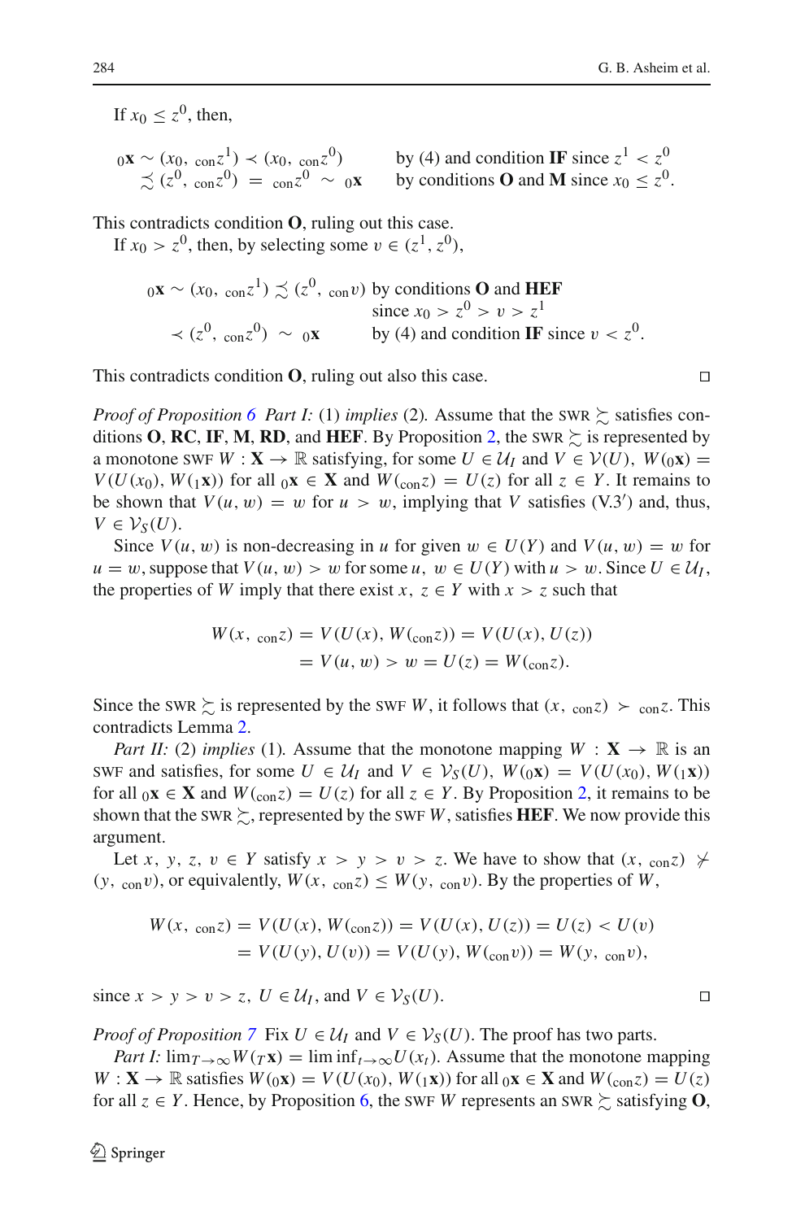If $x_0 \leq z^0$, then,

$$
\begin{aligned}
{}_0\mathbf{x} \sim (x_0, {}_{\text{con}}z^1) \prec (x_0, {}_{\text{con}}z^0) & \quad \text{by (4) and condition } \mathbf{IF} \text{ since } z^1 < z^0 \\
\precsim (z^0, {}_{\text{con}}z^0) = {}_{\text{con}}z^0 \sim {}_0\mathbf{x} & \quad \text{by conditions } \mathbf{O} \text{ and } \mathbf{M} \text{ since } x_0 \leq z^0.
\end{aligned}
$$

This contradicts condition **O**, ruling out this case.

If $x_0 > z^0$, then, by selecting some $v \in (z^1, z^0)$,

$$
\begin{aligned}
{}_0\mathbf{x} \sim (x_0, {}_{\text{con}}z^1) \precsim (z^0, {}_{\text{con}}v) & \quad \text{by conditions } \mathbf{O} \text{ and } \mathbf{HEF} \\
& \quad \text{since } x_0 > z^0 > v > z^1 \\
\prec (z^0, {}_{\text{con}}z^0) \sim {}_0\mathbf{x} & \quad \text{by (4) and condition } \mathbf{IF} \text{ since } v < z^0.
\end{aligned}
$$

This contradicts condition **O**, ruling out also this case. □

*Proof of Proposition 6* *Part I:* (1) *implies* (2). Assume that the SWR $\succsim$ satisfies conditions **O**, **RC**, **IF**, **M**, **RD**, and **HEF**. By Proposition 2, the SWR $\succsim$ is represented by a monotone SWF $W : \mathbf{X} \to \mathbb{R}$ satisfying, for some $U \in \mathcal{U}_I$ and $V \in \mathcal{V}(U)$, $W({}_0\mathbf{x}) = V(U(x_0), W({}_1\mathbf{x}))$ for all ${}_0\mathbf{x} \in \mathbf{X}$ and $W({}_{\text{con}}z) = U(z)$ for all $z \in Y$. It remains to be shown that $V(u, w) = w$ for $u > w$, implying that $V$ satisfies (V.3′) and, thus, $V \in \mathcal{V}_S(U)$.

Since $V(u, w)$ is non-decreasing in $u$ for given $w \in U(Y)$ and $V(u, w) = w$ for $u = w$, suppose that $V(u, w) > w$ for some $u, w \in U(Y)$ with $u > w$. Since $U \in \mathcal{U}_I$, the properties of $W$ imply that there exist $x, z \in Y$ with $x > z$ such that

$$
\begin{aligned}
W(x, {}_{\text{con}}z) &= V(U(x), W({}_{\text{con}}z)) = V(U(x), U(z)) \\
&= V(u, w) > w = U(z) = W({}_{\text{con}}z).
\end{aligned}
$$

Since the SWR $\succsim$ is represented by the SWF $W$, it follows that $(x, {}_{\text{con}}z) \succ {}_{\text{con}}z$. This contradicts Lemma 2.

*Part II:* (2) *implies* (1). Assume that the monotone mapping $W : \mathbf{X} \to \mathbb{R}$ is an SWF and satisfies, for some $U \in \mathcal{U}_I$ and $V \in \mathcal{V}_S(U)$, $W({}_0\mathbf{x}) = V(U(x_0), W({}_1\mathbf{x}))$ for all ${}_0\mathbf{x} \in \mathbf{X}$ and $W({}_{\text{con}}z) = U(z)$ for all $z \in Y$. By Proposition 2, it remains to be shown that the SWR $\succsim$, represented by the SWF $W$, satisfies **HEF**. We now provide this argument.

Let $x, y, z, v \in Y$ satisfy $x > y > v > z$. We have to show that $(x, {}_{\text{con}}z) \not\succ (y, {}_{\text{con}}v)$, or equivalently, $W(x, {}_{\text{con}}z) \leq W(y, {}_{\text{con}}v)$. By the properties of $W$,

$$
\begin{aligned}
W(x, {}_{\text{con}}z) &= V(U(x), W({}_{\text{con}}z)) = V(U(x), U(z)) = U(z) < U(v) \\
&= V(U(y), U(v)) = V(U(y), W({}_{\text{con}}v)) = W(y, {}_{\text{con}}v),
\end{aligned}
$$

since $x > y > v > z$, $U \in \mathcal{U}_I$, and $V \in \mathcal{V}_S(U)$. □

*Proof of Proposition 7* Fix $U \in \mathcal{U}_I$ and $V \in \mathcal{V}_S(U)$. The proof has two parts.

*Part I:* $\lim_{T\to\infty} W({}_T\mathbf{x}) = \liminf_{t\to\infty} U(x_t)$. Assume that the monotone mapping $W : \mathbf{X} \to \mathbb{R}$ satisfies $W({}_0\mathbf{x}) = V(U(x_0), W({}_1\mathbf{x}))$ for all ${}_0\mathbf{x} \in \mathbf{X}$ and $W({}_{\text{con}}z) = U(z)$ for all $z \in Y$. Hence, by Proposition 6, the SWF $W$ represents an SWR $\succsim$ satisfying **O**,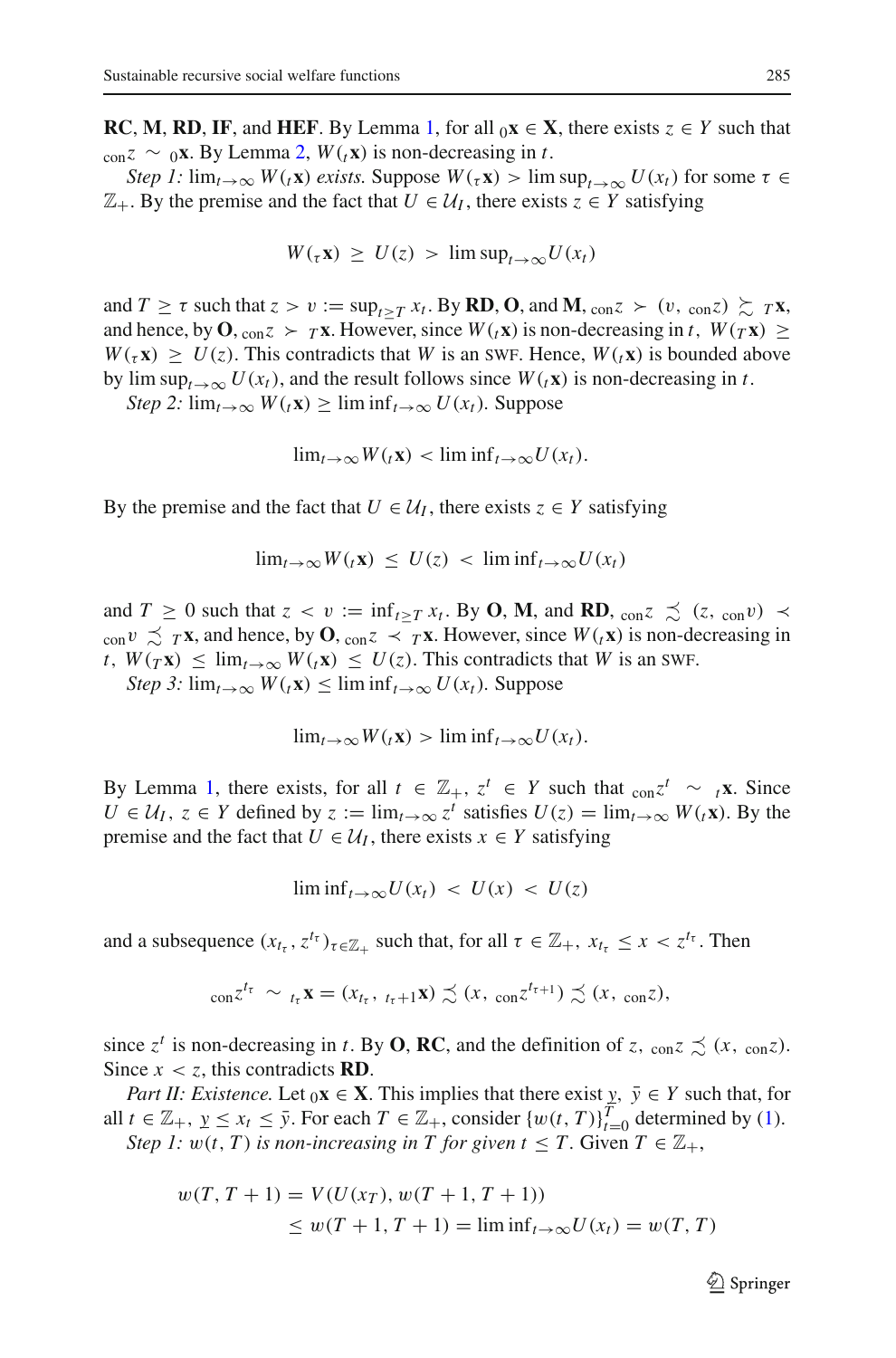**RC**, **M**, **RD**, **IF**, and **HEF**. By Lemma 1, for all ${}_0\mathbf{x} \in \mathbf{X}$, there exists $z \in Y$ such that ${}_{\text{con}}z \sim {}_0\mathbf{x}$. By Lemma 2, $W({}_t\mathbf{x})$ is non-decreasing in $t$.

*Step 1:* $\lim_{t\to\infty} W({}_t\mathbf{x})$ *exists.* Suppose $W({}_\tau\mathbf{x}) > \limsup_{t\to\infty} U(x_t)$ for some $\tau \in \mathbb{Z}_+$. By the premise and the fact that $U \in \mathcal{U}_I$, there exists $z \in Y$ satisfying

$$W({}_\tau\mathbf{x}) \geq U(z) > \limsup_{t\to\infty} U(x_t)$$

and $T \geq \tau$ such that $z > v := \sup_{t\geq T} x_t$. By **RD**, **O**, and **M**, ${}_{\text{con}}z \succ (v, {}_{\text{con}}z) \succsim {}_T\mathbf{x}$, and hence, by **O**, ${}_{\text{con}}z \succ {}_T\mathbf{x}$. However, since $W({}_t\mathbf{x})$ is non-decreasing in $t$, $W({}_T\mathbf{x}) \geq W({}_\tau\mathbf{x}) \geq U(z)$. This contradicts that $W$ is an SWF. Hence, $W({}_t\mathbf{x})$ is bounded above by $\limsup_{t\to\infty} U(x_t)$, and the result follows since $W({}_t\mathbf{x})$ is non-decreasing in $t$.

*Step 2:* $\lim_{t\to\infty} W({}_t\mathbf{x}) \geq \liminf_{t\to\infty} U(x_t)$. Suppose

$$\lim_{t\to\infty} W({}_t\mathbf{x}) < \liminf_{t\to\infty} U(x_t).$$

By the premise and the fact that $U \in \mathcal{U}_I$, there exists $z \in Y$ satisfying

$$\lim_{t\to\infty} W({}_t\mathbf{x}) \leq U(z) < \liminf_{t\to\infty} U(x_t)$$

and $T \geq 0$ such that $z < v := \inf_{t\geq T} x_t$. By **O**, **M**, and **RD**, ${}_{\text{con}}z \precsim (z, {}_{\text{con}}v) \prec {}_{\text{con}}v \precsim {}_T\mathbf{x}$, and hence, by **O**, ${}_{\text{con}}z \prec {}_T\mathbf{x}$. However, since $W({}_t\mathbf{x})$ is non-decreasing in $t$, $W({}_T\mathbf{x}) \leq \lim_{t\to\infty} W({}_t\mathbf{x}) \leq U(z)$. This contradicts that $W$ is an SWF.

*Step 3:* $\lim_{t\to\infty} W({}_t\mathbf{x}) \leq \liminf_{t\to\infty} U(x_t)$. Suppose

$$\lim_{t\to\infty} W({}_t\mathbf{x}) > \liminf_{t\to\infty} U(x_t).$$

By Lemma 1, there exists, for all $t \in \mathbb{Z}_+$, $z^t \in Y$ such that ${}_{\text{con}}z^t \sim {}_t\mathbf{x}$. Since $U \in \mathcal{U}_I$, $z \in Y$ defined by $z := \lim_{t\to\infty} z^t$ satisfies $U(z) = \lim_{t\to\infty} W({}_t\mathbf{x})$. By the premise and the fact that $U \in \mathcal{U}_I$, there exists $x \in Y$ satisfying

$$\liminf_{t\to\infty} U(x_t) < U(x) < U(z)$$

and a subsequence $(x_{t_\tau}, z^{t_\tau})_{\tau\in\mathbb{Z}_+}$ such that, for all $\tau \in \mathbb{Z}_+$, $x_{t_\tau} \leq x < z^{t_\tau}$. Then

$${}_{\text{con}}z^{t_\tau} \sim {}_{t_\tau}\mathbf{x} = (x_{t_\tau}, {}_{t_\tau+1}\mathbf{x}) \precsim (x, {}_{\text{con}}z^{t_{\tau+1}}) \precsim (x, {}_{\text{con}}z),$$

since $z^t$ is non-decreasing in $t$. By **O**, **RC**, and the definition of $z$, ${}_{\text{con}}z \precsim (x, {}_{\text{con}}z)$. Since $x < z$, this contradicts **RD**.

*Part II: Existence.* Let ${}_0\mathbf{x} \in \mathbf{X}$. This implies that there exist $\underline{y}, \bar{y} \in Y$ such that, for all $t \in \mathbb{Z}_+$, $\underline{y} \leq x_t \leq \bar{y}$. For each $T \in \mathbb{Z}_+$, consider $\{w(t, T)\}_{t=0}^{T}$ determined by (1).

*Step 1:* $w(t, T)$ *is non-increasing in* $T$ *for given* $t \leq T$. Given $T \in \mathbb{Z}_+$,

$$\begin{aligned}
w(T, T+1) &= V(U(x_T), w(T+1, T+1)) \\
&\leq w(T+1, T+1) = \liminf_{t\to\infty} U(x_t) = w(T, T)
\end{aligned}$$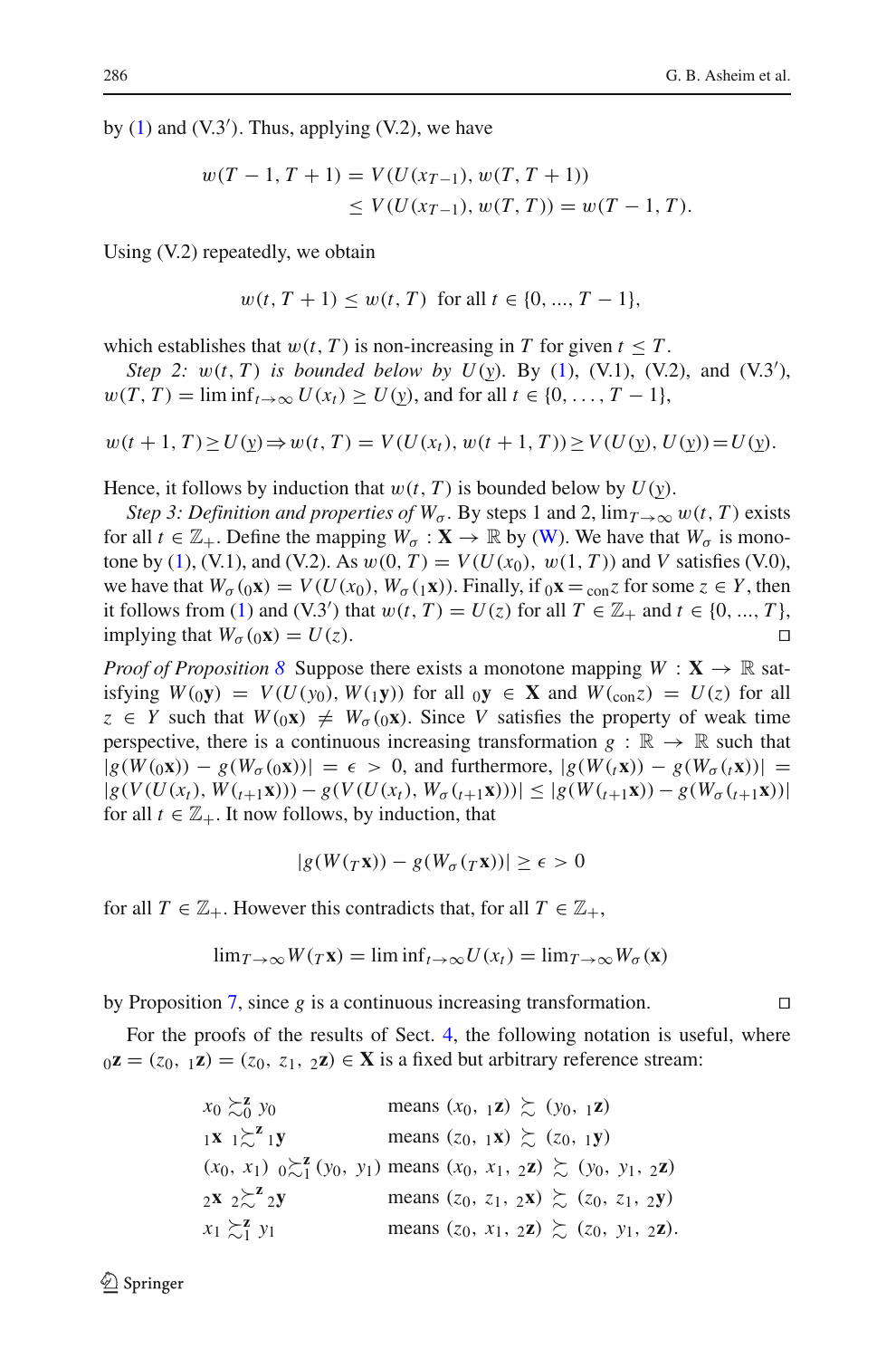by (1) and (V.3′). Thus, applying (V.2), we have

$$w(T-1, T+1) = V(U(x_{T-1}), w(T, T+1))$$
$$\leq V(U(x_{T-1}), w(T, T)) = w(T-1, T).$$

Using (V.2) repeatedly, we obtain

$$w(t, T+1) \leq w(t, T) \text{ for all } t \in \{0, ..., T-1\},$$

which establishes that $w(t, T)$ is non-increasing in $T$ for given $t \leq T$.

*Step 2: $w(t, T)$ is bounded below by $U(\underline{y})$.* By (1), (V.1), (V.2), and (V.3′), $w(T, T) = \liminf_{t\to\infty} U(x_t) \geq U(\underline{y})$, and for all $t \in \{0, \ldots, T-1\}$,

$$w(t+1, T) \geq U(\underline{y}) \Rightarrow w(t, T) = V(U(x_t), w(t+1, T)) \geq V(U(\underline{y}), U(\underline{y})) = U(\underline{y}).$$

Hence, it follows by induction that $w(t, T)$ is bounded below by $U(\underline{y})$.

*Step 3: Definition and properties of $W_\sigma$.* By steps 1 and 2, $\lim_{T\to\infty} w(t, T)$ exists for all $t \in \mathbb{Z}_+$. Define the mapping $W_\sigma : \mathbf{X} \to \mathbb{R}$ by (W). We have that $W_\sigma$ is monotone by (1), (V.1), and (V.2). As $w(0, T) = V(U(x_0), w(1, T))$ and $V$ satisfies (V.0), we have that $W_\sigma({}_0\mathbf{x}) = V(U(x_0), W_\sigma({}_1\mathbf{x}))$. Finally, if ${}_0\mathbf{x} = {}_{\text{con}}z$ for some $z \in Y$, then it follows from (1) and (V.3′) that $w(t, T) = U(z)$ for all $T \in \mathbb{Z}_+$ and $t \in \{0, ..., T\}$, implying that $W_\sigma({}_0\mathbf{x}) = U(z)$. □

*Proof of Proposition 8* Suppose there exists a monotone mapping $W : \mathbf{X} \to \mathbb{R}$ satisfying $W({}_0\mathbf{y}) = V(U(y_0), W({}_1\mathbf{y}))$ for all ${}_0\mathbf{y} \in \mathbf{X}$ and $W({}_{\text{con}}z) = U(z)$ for all $z \in Y$ such that $W({}_0\mathbf{x}) \neq W_\sigma({}_0\mathbf{x})$. Since $V$ satisfies the property of weak time perspective, there is a continuous increasing transformation $g : \mathbb{R} \to \mathbb{R}$ such that $|g(W({}_0\mathbf{x})) - g(W_\sigma({}_0\mathbf{x}))| = \epsilon > 0$, and furthermore, $|g(W({}_t\mathbf{x})) - g(W_\sigma({}_t\mathbf{x}))| = |g(V(U(x_t), W({}_{t+1}\mathbf{x}))) - g(V(U(x_t), W_\sigma({}_{t+1}\mathbf{x})))| \leq |g(W({}_{t+1}\mathbf{x})) - g(W_\sigma({}_{t+1}\mathbf{x}))|$ for all $t \in \mathbb{Z}_+$. It now follows, by induction, that

$$|g(W({}_T\mathbf{x})) - g(W_\sigma({}_T\mathbf{x}))| \geq \epsilon > 0$$

for all $T \in \mathbb{Z}_+$. However this contradicts that, for all $T \in \mathbb{Z}_+$,

$$\lim_{T\to\infty} W({}_T\mathbf{x}) = \liminf_{t\to\infty} U(x_t) = \lim_{T\to\infty} W_\sigma(\mathbf{x})$$

by Proposition 7, since $g$ is a continuous increasing transformation. □

For the proofs of the results of Sect. 4, the following notation is useful, where ${}_0\mathbf{z} = (z_0, {}_1\mathbf{z}) = (z_0, z_1, {}_2\mathbf{z}) \in \mathbf{X}$ is a fixed but arbitrary reference stream:

| | |
|---|---|
| $x_0 \succsim_0^{\mathbf{z}} y_0$ | means $(x_0, {}_1\mathbf{z}) \succsim (y_0, {}_1\mathbf{z})$ |
| ${}_1\mathbf{x} \; {}_1\!\succsim^{\mathbf{z}} {}_1\mathbf{y}$ | means $(z_0, {}_1\mathbf{x}) \succsim (z_0, {}_1\mathbf{y})$ |
| $(x_0, x_1) \; {}_0\!\succsim_1^{\mathbf{z}} (y_0, y_1)$ | means $(x_0, x_1, {}_2\mathbf{z}) \succsim (y_0, y_1, {}_2\mathbf{z})$ |
| ${}_2\mathbf{x} \; {}_2\!\succsim^{\mathbf{z}} {}_2\mathbf{y}$ | means $(z_0, z_1, {}_2\mathbf{x}) \succsim (z_0, z_1, {}_2\mathbf{y})$ |
| $x_1 \succsim_1^{\mathbf{z}} y_1$ | means $(z_0, x_1, {}_2\mathbf{z}) \succsim (z_0, y_1, {}_2\mathbf{z})$. |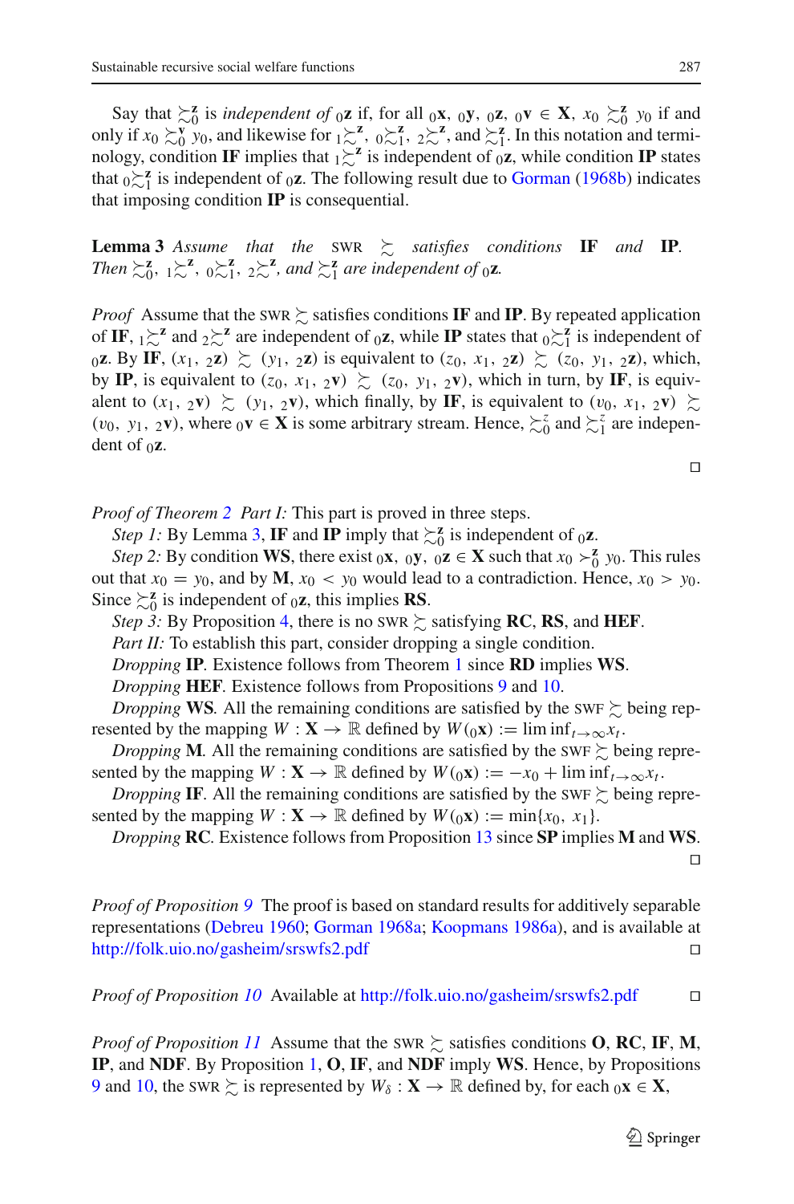Say that $\succsim_0^{\mathbf{z}}$ is *independent of* ${}_0\mathbf{z}$ if, for all ${}_0\mathbf{x}$, ${}_0\mathbf{y}$, ${}_0\mathbf{z}$, ${}_0\mathbf{v} \in \mathbf{X}$, $x_0 \succsim_0^{\mathbf{z}} y_0$ if and only if $x_0 \succsim_0^{\mathbf{v}} y_0$, and likewise for ${}_1\succsim^{\mathbf{z}}$, ${}_0\succsim_1^{\mathbf{z}}$, ${}_2\succsim^{\mathbf{z}}$, and $\succsim_1^{\mathbf{z}}$. In this notation and terminology, condition **IF** implies that ${}_1\succsim^{\mathbf{z}}$ is independent of ${}_0\mathbf{z}$, while condition **IP** states that ${}_0\succsim_1^{\mathbf{z}}$ is independent of ${}_0\mathbf{z}$. The following result due to Gorman (1968b) indicates that imposing condition **IP** is consequential.

**Lemma 3** *Assume that the* SWR $\succsim$ *satisfies conditions* **IF** *and* **IP**. *Then* $\succsim_0^{\mathbf{z}}$, ${}_1\succsim^{\mathbf{z}}$, ${}_0\succsim_1^{\mathbf{z}}$, ${}_2\succsim^{\mathbf{z}}$, *and* $\succsim_1^{\mathbf{z}}$ *are independent of* ${}_0\mathbf{z}$.

*Proof* Assume that the SWR $\succsim$ satisfies conditions **IF** and **IP**. By repeated application of **IF**, ${}_1\succsim^{\mathbf{z}}$ and ${}_2\succsim^{\mathbf{z}}$ are independent of ${}_0\mathbf{z}$, while **IP** states that ${}_0\succsim_1^{\mathbf{z}}$ is independent of ${}_0\mathbf{z}$. By **IF**, $(x_1, {}_2\mathbf{z}) \succsim (y_1, {}_2\mathbf{z})$ is equivalent to $(z_0, x_1, {}_2\mathbf{z}) \succsim (z_0, y_1, {}_2\mathbf{z})$, which, by **IP**, is equivalent to $(z_0, x_1, {}_2\mathbf{v}) \succsim (z_0, y_1, {}_2\mathbf{v})$, which in turn, by **IF**, is equivalent to $(x_1, {}_2\mathbf{v}) \succsim (y_1, {}_2\mathbf{v})$, which finally, by **IF**, is equivalent to $(v_0, x_1, {}_2\mathbf{v}) \succsim (v_0, y_1, {}_2\mathbf{v})$, where ${}_0\mathbf{v} \in \mathbf{X}$ is some arbitrary stream. Hence, $\succsim_0^z$ and $\succsim_1^z$ are independent of ${}_0\mathbf{z}$. □

*Proof of Theorem 2* *Part I:* This part is proved in three steps.

*Step 1:* By Lemma 3, **IF** and **IP** imply that $\succsim_0^{\mathbf{z}}$ is independent of ${}_0\mathbf{z}$.

*Step 2:* By condition **WS**, there exist ${}_0\mathbf{x}$, ${}_0\mathbf{y}$, ${}_0\mathbf{z} \in \mathbf{X}$ such that $x_0 \succ_0^{\mathbf{z}} y_0$. This rules out that $x_0 = y_0$, and by **M**, $x_0 < y_0$ would lead to a contradiction. Hence, $x_0 > y_0$. Since $\succsim_0^{\mathbf{z}}$ is independent of ${}_0\mathbf{z}$, this implies **RS**.

*Step 3:* By Proposition 4, there is no SWR $\succsim$ satisfying **RC**, **RS**, and **HEF**.

*Part II:* To establish this part, consider dropping a single condition.

*Dropping* **IP**. Existence follows from Theorem 1 since **RD** implies **WS**.

*Dropping* **HEF**. Existence follows from Propositions 9 and 10.

*Dropping* **WS**. All the remaining conditions are satisfied by the SWF $\succsim$ being represented by the mapping $W : \mathbf{X} \to \mathbb{R}$ defined by $W({}_0\mathbf{x}) := \liminf_{t\to\infty} x_t$.

*Dropping* **M**. All the remaining conditions are satisfied by the SWF $\succsim$ being represented by the mapping $W : \mathbf{X} \to \mathbb{R}$ defined by $W({}_0\mathbf{x}) := -x_0 + \liminf_{t\to\infty} x_t$.

*Dropping* **IF**. All the remaining conditions are satisfied by the SWF $\succsim$ being represented by the mapping $W : \mathbf{X} \to \mathbb{R}$ defined by $W({}_0\mathbf{x}) := \min\{x_0, x_1\}$.

*Dropping* **RC**. Existence follows from Proposition 13 since **SP** implies **M** and **WS**. □

*Proof of Proposition 9* The proof is based on standard results for additively separable representations (Debreu 1960; Gorman 1968a; Koopmans 1986a), and is available at http://folk.uio.no/gasheim/srswfs2.pdf □

*Proof of Proposition 10* Available at http://folk.uio.no/gasheim/srswfs2.pdf □

*Proof of Proposition 11* Assume that the SWR $\succsim$ satisfies conditions **O**, **RC**, **IF**, **M**, **IP**, and **NDF**. By Proposition 1, **O**, **IF**, and **NDF** imply **WS**. Hence, by Propositions 9 and 10, the SWR $\succsim$ is represented by $W_\delta : \mathbf{X} \to \mathbb{R}$ defined by, for each ${}_0\mathbf{x} \in \mathbf{X}$,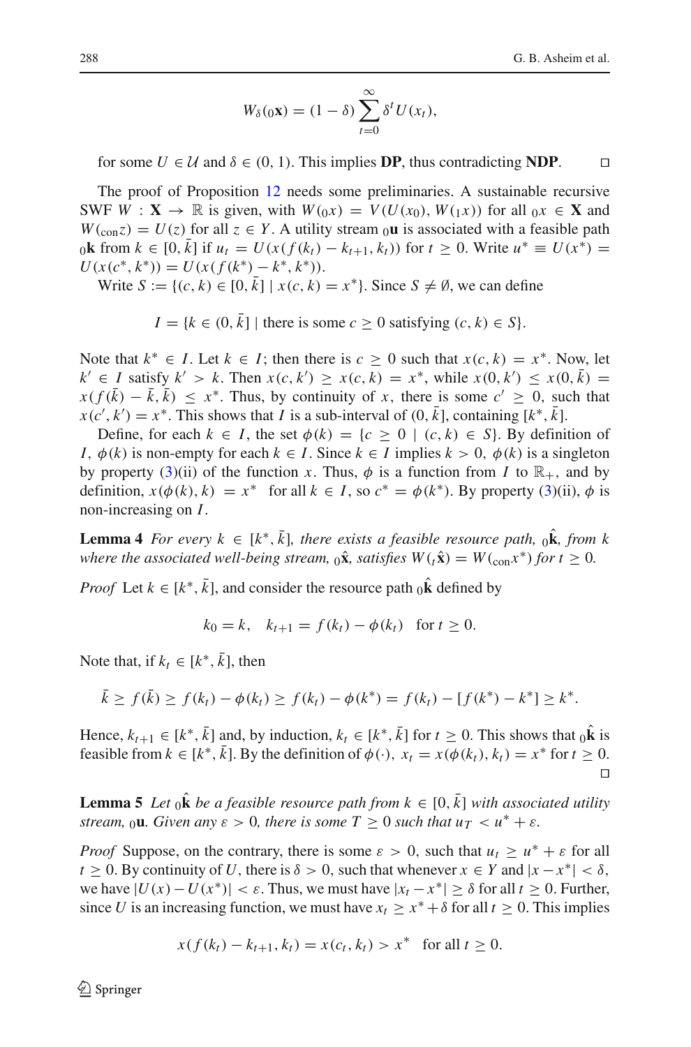$$W_\delta({}_0\mathbf{x}) = (1-\delta)\sum_{t=0}^{\infty}\delta^t U(x_t),$$

for some $U \in \mathcal{U}$ and $\delta \in (0, 1)$. This implies **DP**, thus contradicting **NDP**. □

The proof of Proposition 12 needs some preliminaries. A sustainable recursive SWF $W : \mathbf{X} \to \mathbb{R}$ is given, with $W({}_0x) = V(U(x_0), W({}_1x))$ for all ${}_0x \in \mathbf{X}$ and $W({}_{\text{con}}z) = U(z)$ for all $z \in Y$. A utility stream ${}_0\mathbf{u}$ is associated with a feasible path ${}_0\mathbf{k}$ from $k \in [0, \bar{k}]$ if $u_t = U(x(f(k_t) - k_{t+1}, k_t))$ for $t \geq 0$. Write $u^* \equiv U(x^*) = U(x(c^*, k^*)) = U(x(f(k^*) - k^*, k^*))$.

Write $S := \{(c, k) \in [0, \bar{k}] \mid x(c, k) = x^*\}$. Since $S \neq \emptyset$, we can define

$$I = \{k \in (0, \bar{k}] \mid \text{there is some } c \geq 0 \text{ satisfying } (c, k) \in S\}.$$

Note that $k^* \in I$. Let $k \in I$; then there is $c \geq 0$ such that $x(c, k) = x^*$. Now, let $k' \in I$ satisfy $k' > k$. Then $x(c, k') \geq x(c, k) = x^*$, while $x(0, k') \leq x(0, \bar{k}) = x(f(\bar{k}) - \bar{k}, \bar{k}) \leq x^*$. Thus, by continuity of $x$, there is some $c' \geq 0$, such that $x(c', k') = x^*$. This shows that $I$ is a sub-interval of $(0, \bar{k}]$, containing $[k^*, \bar{k}]$.

Define, for each $k \in I$, the set $\phi(k) = \{c \geq 0 \mid (c, k) \in S\}$. By definition of $I$, $\phi(k)$ is non-empty for each $k \in I$. Since $k \in I$ implies $k > 0$, $\phi(k)$ is a singleton by property (3)(ii) of the function $x$. Thus, $\phi$ is a function from $I$ to $\mathbb{R}_+$, and by definition, $x(\phi(k), k) = x^*$ for all $k \in I$, so $c^* = \phi(k^*)$. By property (3)(ii), $\phi$ is non-increasing on $I$.

**Lemma 4** *For every $k \in [k^*, \bar{k}]$, there exists a feasible resource path, ${}_0\hat{\mathbf{k}}$, from $k$ where the associated well-being stream, ${}_0\hat{\mathbf{x}}$, satisfies $W({}_t\hat{\mathbf{x}}) = W({}_{\text{con}}x^*)$ for $t \geq 0$.*

*Proof* Let $k \in [k^*, \bar{k}]$, and consider the resource path ${}_0\hat{\mathbf{k}}$ defined by

$$k_0 = k, \quad k_{t+1} = f(k_t) - \phi(k_t) \quad \text{for } t \geq 0.$$

Note that, if $k_t \in [k^*, \bar{k}]$, then

$$\bar{k} \geq f(\bar{k}) \geq f(k_t) - \phi(k_t) \geq f(k_t) - \phi(k^*) = f(k_t) - [f(k^*) - k^*] \geq k^*.$$

Hence, $k_{t+1} \in [k^*, \bar{k}]$ and, by induction, $k_t \in [k^*, \bar{k}]$ for $t \geq 0$. This shows that ${}_0\hat{\mathbf{k}}$ is feasible from $k \in [k^*, \bar{k}]$. By the definition of $\phi(\cdot)$, $x_t = x(\phi(k_t), k_t) = x^*$ for $t \geq 0$. □

**Lemma 5** *Let ${}_0\hat{\mathbf{k}}$ be a feasible resource path from $k \in [0, \bar{k}]$ with associated utility stream, ${}_0\mathbf{u}$. Given any $\varepsilon > 0$, there is some $T \geq 0$ such that $u_T < u^* + \varepsilon$.*

*Proof* Suppose, on the contrary, there is some $\varepsilon > 0$, such that $u_t \geq u^* + \varepsilon$ for all $t \geq 0$. By continuity of $U$, there is $\delta > 0$, such that whenever $x \in Y$ and $|x - x^*| < \delta$, we have $|U(x) - U(x^*)| < \varepsilon$. Thus, we must have $|x_t - x^*| \geq \delta$ for all $t \geq 0$. Further, since $U$ is an increasing function, we must have $x_t \geq x^* + \delta$ for all $t \geq 0$. This implies

$$x(f(k_t) - k_{t+1}, k_t) = x(c_t, k_t) > x^* \quad \text{for all } t \geq 0.$$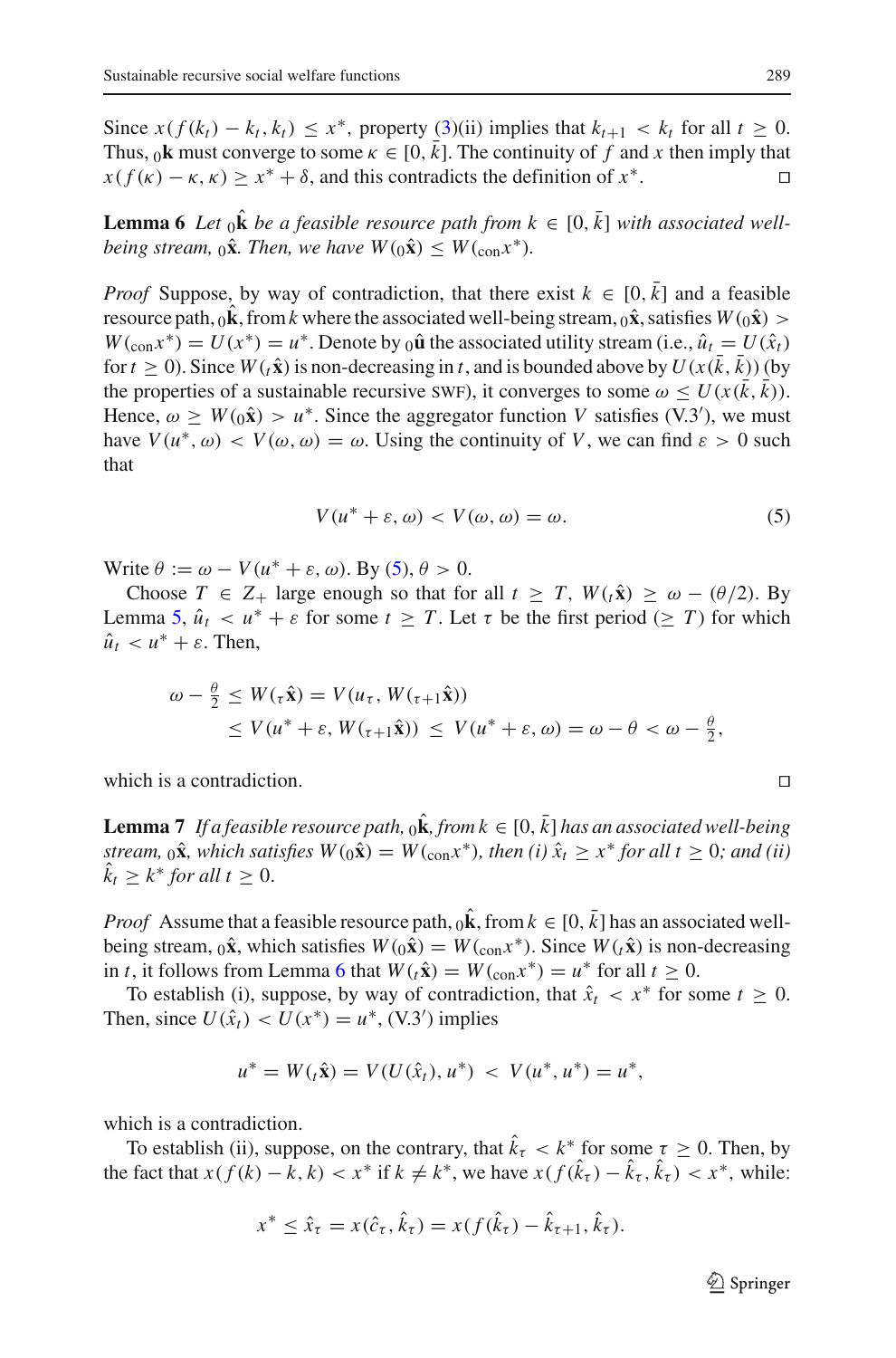Since $x(f(k_t) - k_t, k_t) \leq x^*$, property (3)(ii) implies that $k_{t+1} < k_t$ for all $t \geq 0$. Thus, ${}_0\mathbf{k}$ must converge to some $\kappa \in [0, \bar{k}]$. The continuity of $f$ and $x$ then imply that $x(f(\kappa) - \kappa, \kappa) \geq x^* + \delta$, and this contradicts the definition of $x^*$. □

**Lemma 6** *Let ${}_0\hat{\mathbf{k}}$ be a feasible resource path from $k \in [0, \bar{k}]$ with associated well-being stream, ${}_0\hat{\mathbf{x}}$. Then, we have $W({}_0\hat{\mathbf{x}}) \leq W({}_{\text{con}}x^*)$.*

*Proof* Suppose, by way of contradiction, that there exist $k \in [0, \bar{k}]$ and a feasible resource path, ${}_0\hat{\mathbf{k}}$, from $k$ where the associated well-being stream, ${}_0\hat{\mathbf{x}}$, satisfies $W({}_0\hat{\mathbf{x}}) > W({}_{\text{con}}x^*) = U(x^*) = u^*$. Denote by ${}_0\hat{\mathbf{u}}$ the associated utility stream (i.e., $\hat{u}_t = U(\hat{x}_t)$ for $t \geq 0$). Since $W({}_t\hat{\mathbf{x}})$ is non-decreasing in $t$, and is bounded above by $U(x(\bar{k}, \bar{k}))$ (by the properties of a sustainable recursive SWF), it converges to some $\omega \leq U(x(\bar{k}, \bar{k}))$. Hence, $\omega \geq W({}_0\hat{\mathbf{x}}) > u^*$. Since the aggregator function $V$ satisfies (V.3′), we must have $V(u^*, \omega) < V(\omega, \omega) = \omega$. Using the continuity of $V$, we can find $\varepsilon > 0$ such that

$$V(u^* + \varepsilon, \omega) < V(\omega, \omega) = \omega. \tag{5}$$

Write $\theta := \omega - V(u^* + \varepsilon, \omega)$. By (5), $\theta > 0$.

Choose $T \in Z_+$ large enough so that for all $t \geq T$, $W({}_t\hat{\mathbf{x}}) \geq \omega - (\theta/2)$. By Lemma 5, $\hat{u}_t < u^* + \varepsilon$ for some $t \geq T$. Let $\tau$ be the first period ($\geq T$) for which $\hat{u}_t < u^* + \varepsilon$. Then,

$$\begin{aligned} \omega - \tfrac{\theta}{2} &\leq W({}_\tau\hat{\mathbf{x}}) = V(u_\tau, W({}_{\tau+1}\hat{\mathbf{x}})) \\ &\leq V(u^* + \varepsilon, W({}_{\tau+1}\hat{\mathbf{x}})) \;\leq\; V(u^* + \varepsilon, \omega) = \omega - \theta < \omega - \tfrac{\theta}{2}, \end{aligned}$$

which is a contradiction. □

**Lemma 7** *If a feasible resource path, ${}_0\hat{\mathbf{k}}$, from $k \in [0, \bar{k}]$ has an associated well-being stream, ${}_0\hat{\mathbf{x}}$, which satisfies $W({}_0\hat{\mathbf{x}}) = W({}_{\text{con}}x^*)$, then (i) $\hat{x}_t \geq x^*$ for all $t \geq 0$; and (ii) $\hat{k}_t \geq k^*$ for all $t \geq 0$.*

*Proof* Assume that a feasible resource path, ${}_0\hat{\mathbf{k}}$, from $k \in [0, \bar{k}]$ has an associated well-being stream, ${}_0\hat{\mathbf{x}}$, which satisfies $W({}_0\hat{\mathbf{x}}) = W({}_{\text{con}}x^*)$. Since $W({}_t\hat{\mathbf{x}})$ is non-decreasing in $t$, it follows from Lemma 6 that $W({}_t\hat{\mathbf{x}}) = W({}_{\text{con}}x^*) = u^*$ for all $t \geq 0$.

To establish (i), suppose, by way of contradiction, that $\hat{x}_t < x^*$ for some $t \geq 0$. Then, since $U(\hat{x}_t) < U(x^*) = u^*$, (V.3′) implies

$$u^* = W({}_t\hat{\mathbf{x}}) = V(U(\hat{x}_t), u^*) \;<\; V(u^*, u^*) = u^*,$$

which is a contradiction.

To establish (ii), suppose, on the contrary, that $\hat{k}_\tau < k^*$ for some $\tau \geq 0$. Then, by the fact that $x(f(k) - k, k) < x^*$ if $k \neq k^*$, we have $x(f(\hat{k}_\tau) - \hat{k}_\tau, \hat{k}_\tau) < x^*$, while:

$$x^* \leq \hat{x}_\tau = x(\hat{c}_\tau, \hat{k}_\tau) = x(f(\hat{k}_\tau) - \hat{k}_{\tau+1}, \hat{k}_\tau).$$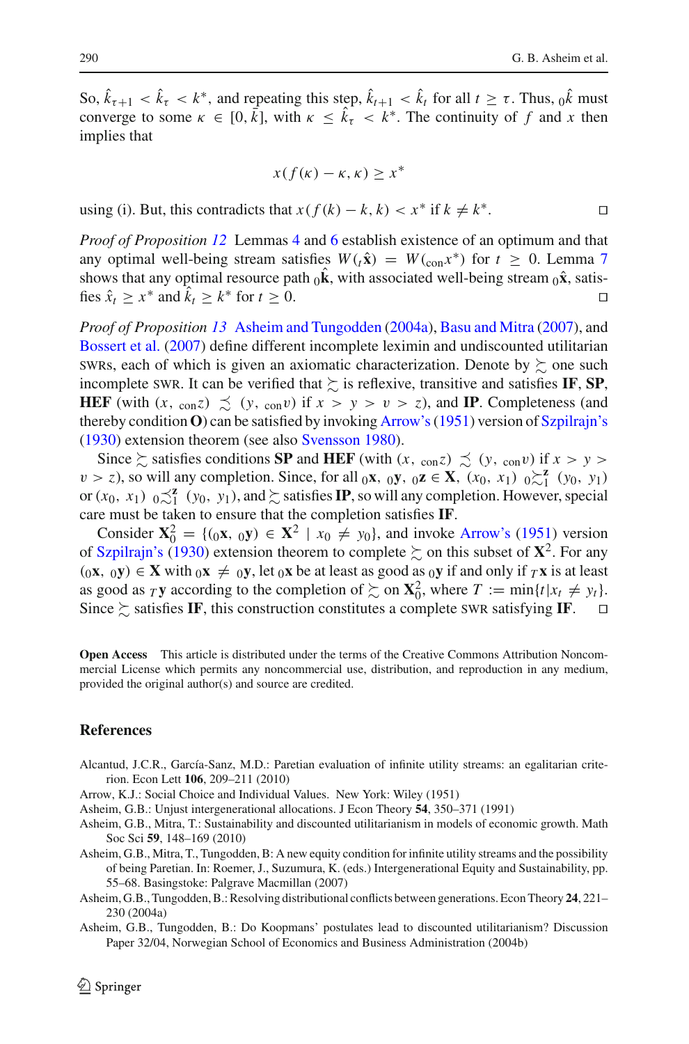So, $\hat{k}_{\tau+1} < \hat{k}_\tau < k^*$, and repeating this step, $\hat{k}_{t+1} < \hat{k}_t$ for all $t \geq \tau$. Thus, ${}_0\hat{k}$ must converge to some $\kappa \in [0, \bar{k}]$, with $\kappa \leq \hat{k}_\tau < k^*$. The continuity of $f$ and $x$ then implies that

$$x(f(\kappa) - \kappa, \kappa) \geq x^*$$

using (i). But, this contradicts that $x(f(k) - k, k) < x^*$ if $k \neq k^*$. $\square$

*Proof of Proposition 12* Lemmas 4 and 6 establish existence of an optimum and that any optimal well-being stream satisfies $W({}_t\hat{\mathbf{x}}) = W({}_{\text{con}}x^*)$ for $t \geq 0$. Lemma 7 shows that any optimal resource path ${}_0\hat{\mathbf{k}}$, with associated well-being stream ${}_0\hat{\mathbf{x}}$, satisfies $\hat{x}_t \geq x^*$ and $\hat{k}_t \geq k^*$ for $t \geq 0$. $\square$

*Proof of Proposition 13* Asheim and Tungodden (2004a), Basu and Mitra (2007), and Bossert et al. (2007) define different incomplete leximin and undiscounted utilitarian SWRs, each of which is given an axiomatic characterization. Denote by $\succsim$ one such incomplete SWR. It can be verified that $\succsim$ is reflexive, transitive and satisfies **IF**, **SP**, **HEF** (with $(x, {}_{\text{con}}z) \precsim (y, {}_{\text{con}}v)$ if $x > y > v > z$), and **IP**. Completeness (and thereby condition **O**) can be satisfied by invoking Arrow's (1951) version of Szpilrajn's (1930) extension theorem (see also Svensson 1980).

Since $\succsim$ satisfies conditions **SP** and **HEF** (with $(x, {}_{\text{con}}z) \precsim (y, {}_{\text{con}}v)$ if $x > y > v > z$), so will any completion. Since, for all ${}_0\mathbf{x}, {}_0\mathbf{y}, {}_0\mathbf{z} \in \mathbf{X}$, $(x_0, x_1) \ {}_0\!\succsim_1^{\mathbf{z}} \ (y_0, y_1)$ or $(x_0, x_1) \ {}_0\!\precsim_1^{\mathbf{z}} \ (y_0, y_1)$, and $\succsim$ satisfies **IP**, so will any completion. However, special care must be taken to ensure that the completion satisfies **IF**.

Consider $\mathbf{X}_0^2 = \{({}_0\mathbf{x}, {}_0\mathbf{y}) \in \mathbf{X}^2 \mid x_0 \neq y_0\}$, and invoke Arrow's (1951) version of Szpilrajn's (1930) extension theorem to complete $\succsim$ on this subset of $\mathbf{X}^2$. For any $({}_0\mathbf{x}, {}_0\mathbf{y}) \in \mathbf{X}$ with ${}_0\mathbf{x} \neq {}_0\mathbf{y}$, let ${}_0\mathbf{x}$ be at least as good as ${}_0\mathbf{y}$ if and only if ${}_T\mathbf{x}$ is at least as good as ${}_T\mathbf{y}$ according to the completion of $\succsim$ on $\mathbf{X}_0^2$, where $T := \min\{t | x_t \neq y_t\}$. Since $\succsim$ satisfies **IF**, this construction constitutes a complete SWR satisfying **IF**. $\square$

**Open Access** This article is distributed under the terms of the Creative Commons Attribution Noncommercial License which permits any noncommercial use, distribution, and reproduction in any medium, provided the original author(s) and source are credited.

## References

- Alcantud, J.C.R., García-Sanz, M.D.: Paretian evaluation of infinite utility streams: an egalitarian criterion. Econ Lett **106**, 209–211 (2010)
- Arrow, K.J.: Social Choice and Individual Values. New York: Wiley (1951)
- Asheim, G.B.: Unjust intergenerational allocations. J Econ Theory **54**, 350–371 (1991)
- Asheim, G.B., Mitra, T.: Sustainability and discounted utilitarianism in models of economic growth. Math Soc Sci **59**, 148–169 (2010)
- Asheim, G.B., Mitra, T., Tungodden, B: A new equity condition for infinite utility streams and the possibility of being Paretian. In: Roemer, J., Suzumura, K. (eds.) Intergenerational Equity and Sustainability, pp. 55–68. Basingstoke: Palgrave Macmillan (2007)
- Asheim, G.B., Tungodden, B.: Resolving distributional conflicts between generations. Econ Theory **24**, 221–230 (2004a)
- Asheim, G.B., Tungodden, B.: Do Koopmans' postulates lead to discounted utilitarianism? Discussion Paper 32/04, Norwegian School of Economics and Business Administration (2004b)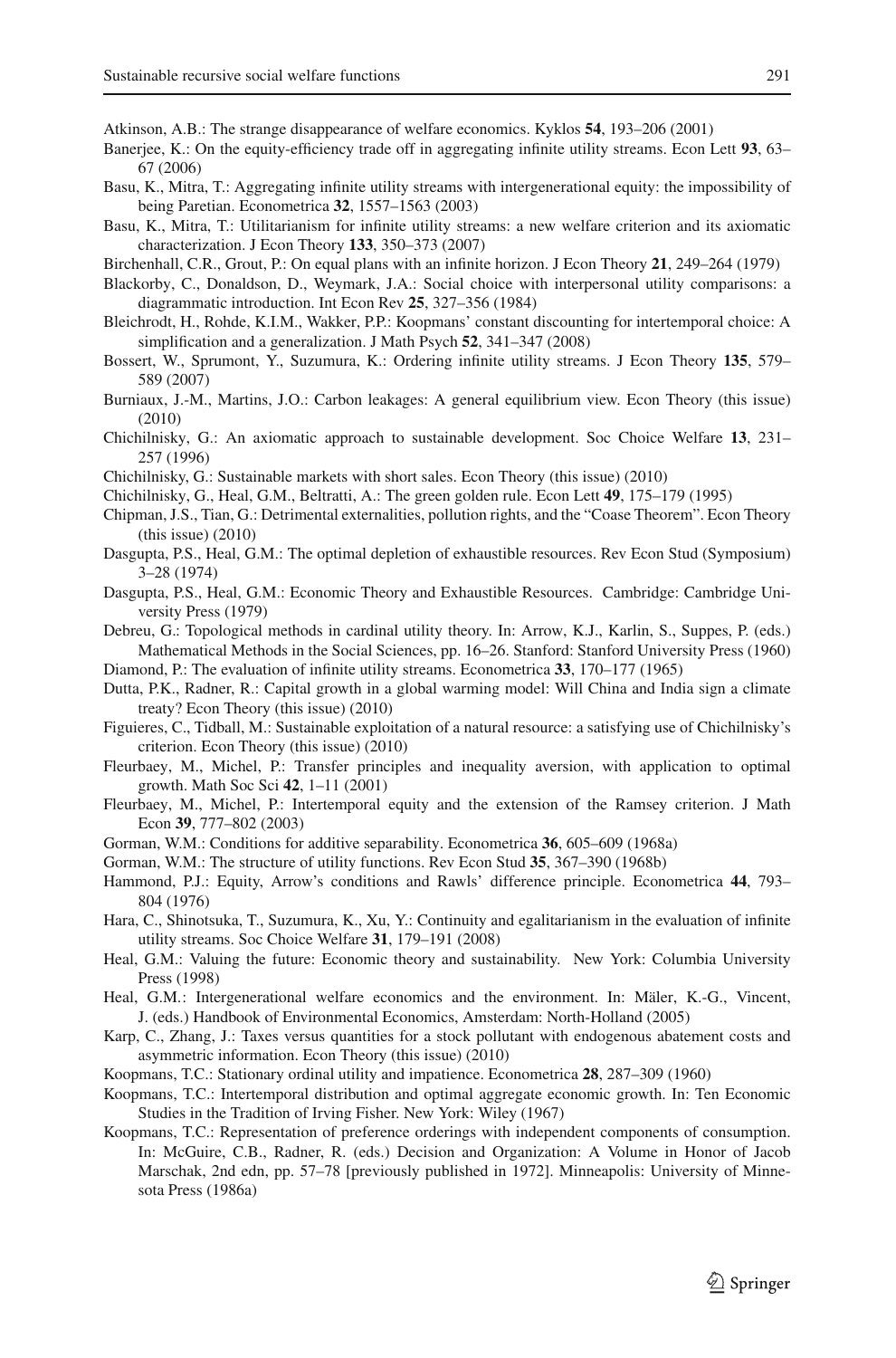Atkinson, A.B.: The strange disappearance of welfare economics. Kyklos **54**, 193–206 (2001)

Banerjee, K.: On the equity-efficiency trade off in aggregating infinite utility streams. Econ Lett **93**, 63–67 (2006)

Basu, K., Mitra, T.: Aggregating infinite utility streams with intergenerational equity: the impossibility of being Paretian. Econometrica **32**, 1557–1563 (2003)

Basu, K., Mitra, T.: Utilitarianism for infinite utility streams: a new welfare criterion and its axiomatic characterization. J Econ Theory **133**, 350–373 (2007)

Birchenhall, C.R., Grout, P.: On equal plans with an infinite horizon. J Econ Theory **21**, 249–264 (1979)

Blackorby, C., Donaldson, D., Weymark, J.A.: Social choice with interpersonal utility comparisons: a diagrammatic introduction. Int Econ Rev **25**, 327–356 (1984)

Bleichrodt, H., Rohde, K.I.M., Wakker, P.P.: Koopmans' constant discounting for intertemporal choice: A simplification and a generalization. J Math Psych **52**, 341–347 (2008)

Bossert, W., Sprumont, Y., Suzumura, K.: Ordering infinite utility streams. J Econ Theory **135**, 579–589 (2007)

Burniaux, J.-M., Martins, J.O.: Carbon leakages: A general equilibrium view. Econ Theory (this issue) (2010)

Chichilnisky, G.: An axiomatic approach to sustainable development. Soc Choice Welfare **13**, 231–257 (1996)

Chichilnisky, G.: Sustainable markets with short sales. Econ Theory (this issue) (2010)

Chichilnisky, G., Heal, G.M., Beltratti, A.: The green golden rule. Econ Lett **49**, 175–179 (1995)

Chipman, J.S., Tian, G.: Detrimental externalities, pollution rights, and the "Coase Theorem". Econ Theory (this issue) (2010)

Dasgupta, P.S., Heal, G.M.: The optimal depletion of exhaustible resources. Rev Econ Stud (Symposium) 3–28 (1974)

Dasgupta, P.S., Heal, G.M.: Economic Theory and Exhaustible Resources. Cambridge: Cambridge University Press (1979)

Debreu, G.: Topological methods in cardinal utility theory. In: Arrow, K.J., Karlin, S., Suppes, P. (eds.) Mathematical Methods in the Social Sciences, pp. 16–26. Stanford: Stanford University Press (1960)

Diamond, P.: The evaluation of infinite utility streams. Econometrica **33**, 170–177 (1965)

Dutta, P.K., Radner, R.: Capital growth in a global warming model: Will China and India sign a climate treaty? Econ Theory (this issue) (2010)

Figuieres, C., Tidball, M.: Sustainable exploitation of a natural resource: a satisfying use of Chichilnisky's criterion. Econ Theory (this issue) (2010)

Fleurbaey, M., Michel, P.: Transfer principles and inequality aversion, with application to optimal growth. Math Soc Sci **42**, 1–11 (2001)

Fleurbaey, M., Michel, P.: Intertemporal equity and the extension of the Ramsey criterion. J Math Econ **39**, 777–802 (2003)

Gorman, W.M.: Conditions for additive separability. Econometrica **36**, 605–609 (1968a)

Gorman, W.M.: The structure of utility functions. Rev Econ Stud **35**, 367–390 (1968b)

Hammond, P.J.: Equity, Arrow's conditions and Rawls' difference principle. Econometrica **44**, 793–804 (1976)

Hara, C., Shinotsuka, T., Suzumura, K., Xu, Y.: Continuity and egalitarianism in the evaluation of infinite utility streams. Soc Choice Welfare **31**, 179–191 (2008)

Heal, G.M.: Valuing the future: Economic theory and sustainability. New York: Columbia University Press (1998)

Heal, G.M.: Intergenerational welfare economics and the environment. In: Mäler, K.-G., Vincent, J. (eds.) Handbook of Environmental Economics, Amsterdam: North-Holland (2005)

Karp, C., Zhang, J.: Taxes versus quantities for a stock pollutant with endogenous abatement costs and asymmetric information. Econ Theory (this issue) (2010)

Koopmans, T.C.: Stationary ordinal utility and impatience. Econometrica **28**, 287–309 (1960)

Koopmans, T.C.: Intertemporal distribution and optimal aggregate economic growth. In: Ten Economic Studies in the Tradition of Irving Fisher. New York: Wiley (1967)

Koopmans, T.C.: Representation of preference orderings with independent components of consumption. In: McGuire, C.B., Radner, R. (eds.) Decision and Organization: A Volume in Honor of Jacob Marschak, 2nd edn, pp. 57–78 [previously published in 1972]. Minneapolis: University of Minnesota Press (1986a)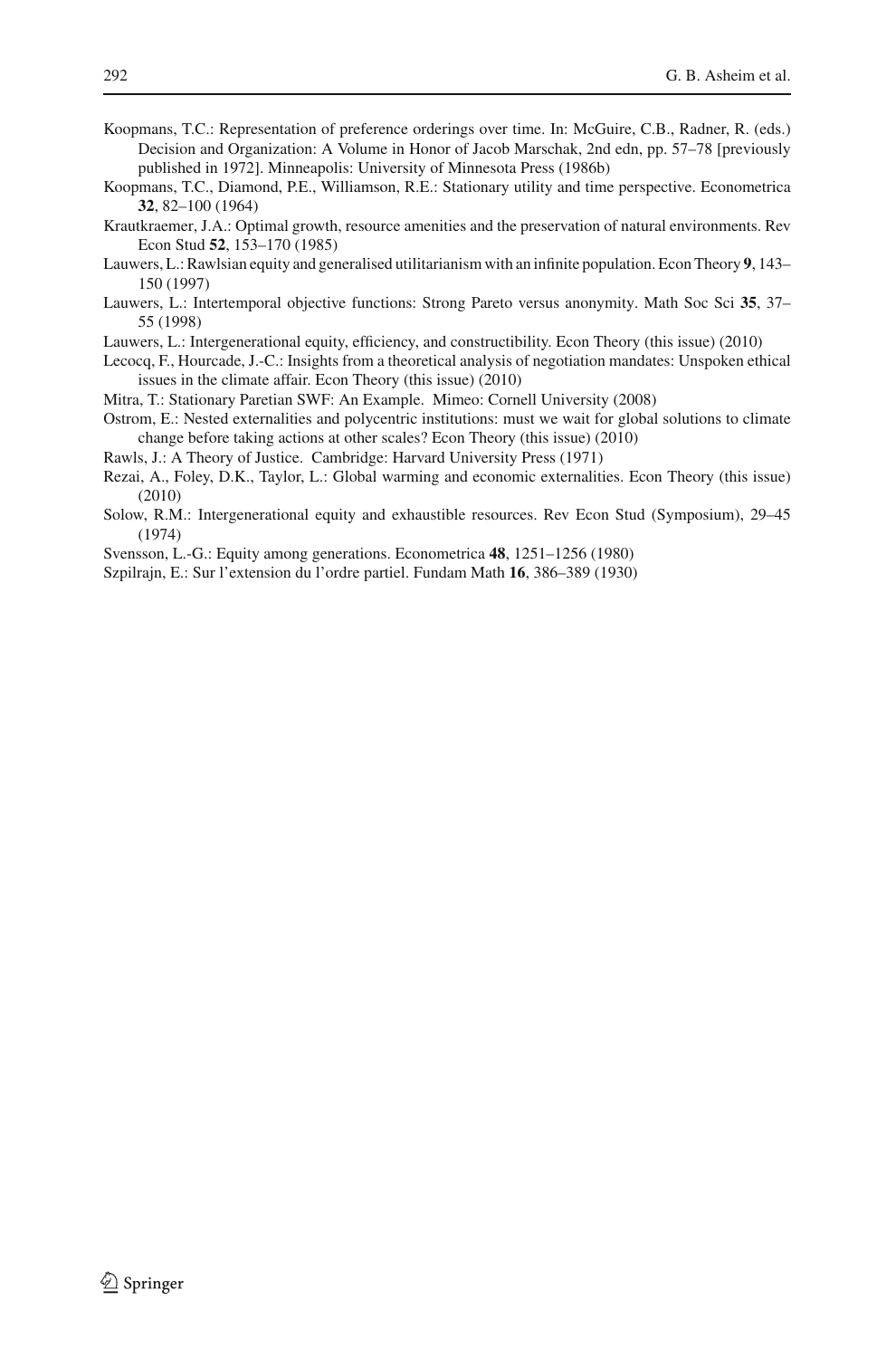Koopmans, T.C.: Representation of preference orderings over time. In: McGuire, C.B., Radner, R. (eds.) Decision and Organization: A Volume in Honor of Jacob Marschak, 2nd edn, pp. 57–78 [previously published in 1972]. Minneapolis: University of Minnesota Press (1986b)

Koopmans, T.C., Diamond, P.E., Williamson, R.E.: Stationary utility and time perspective. Econometrica **32**, 82–100 (1964)

Krautkraemer, J.A.: Optimal growth, resource amenities and the preservation of natural environments. Rev Econ Stud **52**, 153–170 (1985)

Lauwers, L.: Rawlsian equity and generalised utilitarianism with an infinite population. Econ Theory **9**, 143–150 (1997)

Lauwers, L.: Intertemporal objective functions: Strong Pareto versus anonymity. Math Soc Sci **35**, 37–55 (1998)

Lauwers, L.: Intergenerational equity, efficiency, and constructibility. Econ Theory (this issue) (2010)

Lecocq, F., Hourcade, J.-C.: Insights from a theoretical analysis of negotiation mandates: Unspoken ethical issues in the climate affair. Econ Theory (this issue) (2010)

Mitra, T.: Stationary Paretian SWF: An Example. Mimeo: Cornell University (2008)

Ostrom, E.: Nested externalities and polycentric institutions: must we wait for global solutions to climate change before taking actions at other scales? Econ Theory (this issue) (2010)

Rawls, J.: A Theory of Justice. Cambridge: Harvard University Press (1971)

Rezai, A., Foley, D.K., Taylor, L.: Global warming and economic externalities. Econ Theory (this issue) (2010)

Solow, R.M.: Intergenerational equity and exhaustible resources. Rev Econ Stud (Symposium), 29–45 (1974)

Svensson, L.-G.: Equity among generations. Econometrica **48**, 1251–1256 (1980)

Szpilrajn, E.: Sur l'extension du l'ordre partiel. Fundam Math **16**, 386–389 (1930)